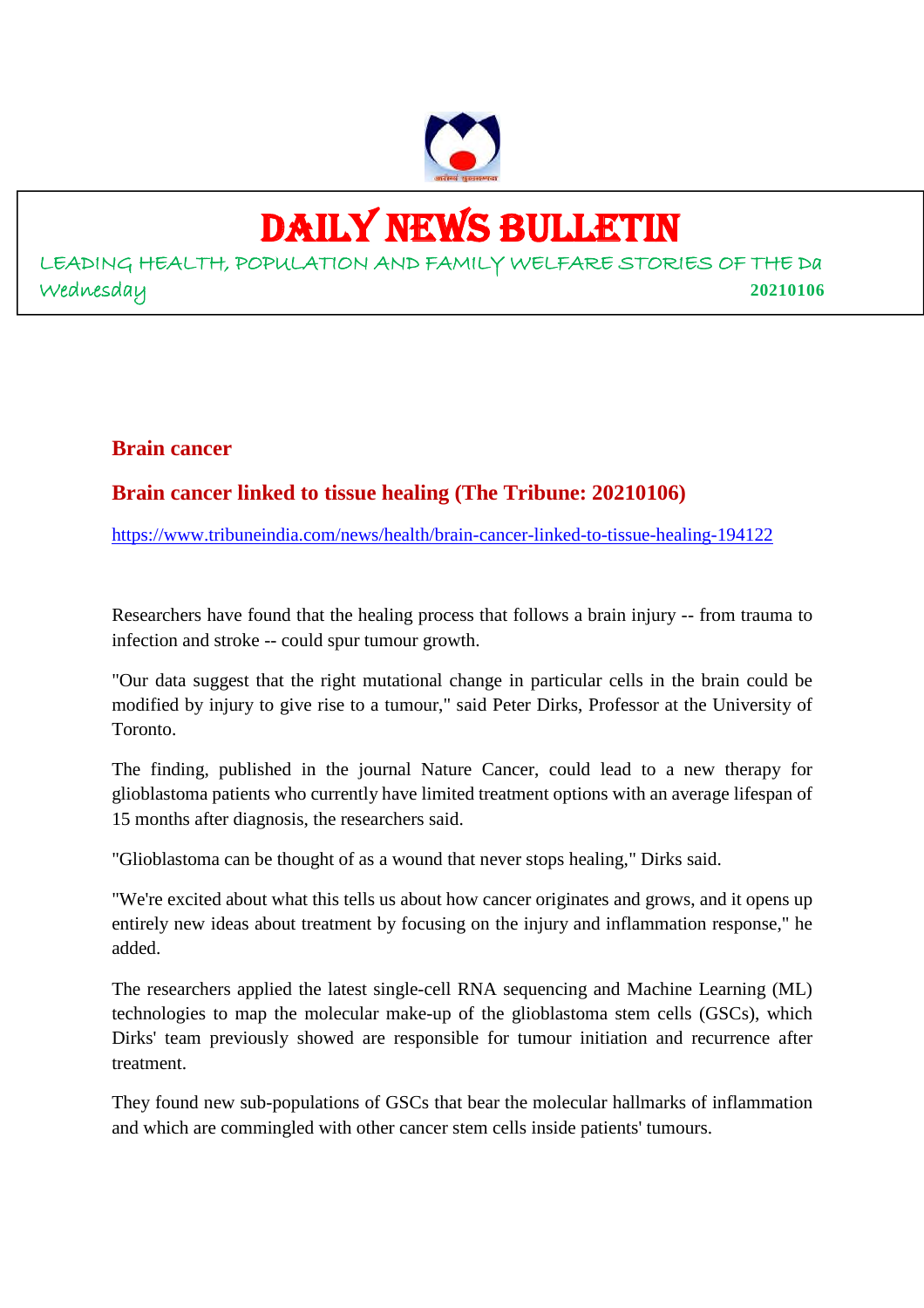# DAILY NEWS BULLETIN

LEADING HEALTH, POPULATION AND FAMILY WELFARE STORIES OF THE Da

Wednesday **20210106**

## Brain cancer

## Brain cancer linked to tissue healing (The Tribune: 20210106)

https://www.tribuneindia.com/news/health/brain-cancer-linked-to-tissue-healing-194122

Researchers have found that the healing process that follows a brain injury -- from trauma to infection and stroke -- could spur tumour growth.

"Our data suggest that the right mutational change in particular cells in the brain could be modified by injury to give rise to a tumour," said Peter Dirks, Professor at the University of Toronto.

The finding, published in the journal Nature Cancer, could lead to a new therapy for glioblastoma patients who currently have limited treatment options with an average lifespan of 15 months after diagnosis, the researchers said.

"Glioblastoma can be thought of as a wound that never stops healing," Dirks said.

"We're excited about what this tells us about how cancer originates and grows, and it opens up entirely new ideas about treatment by focusing on the injury and inflammation response," he added.

The researchers applied the latest single-cell RNA sequencing and Machine Learning (ML) technologies to map the molecular make-up of the glioblastoma stem cells (GSCs), which Dirks' team previously showed are responsible for tumour initiation and recurrence after treatment.

They found new sub-populations of GSCs that bear the molecular hallmarks of inflammation and which are commingled with other cancer stem cells inside patients' tumours.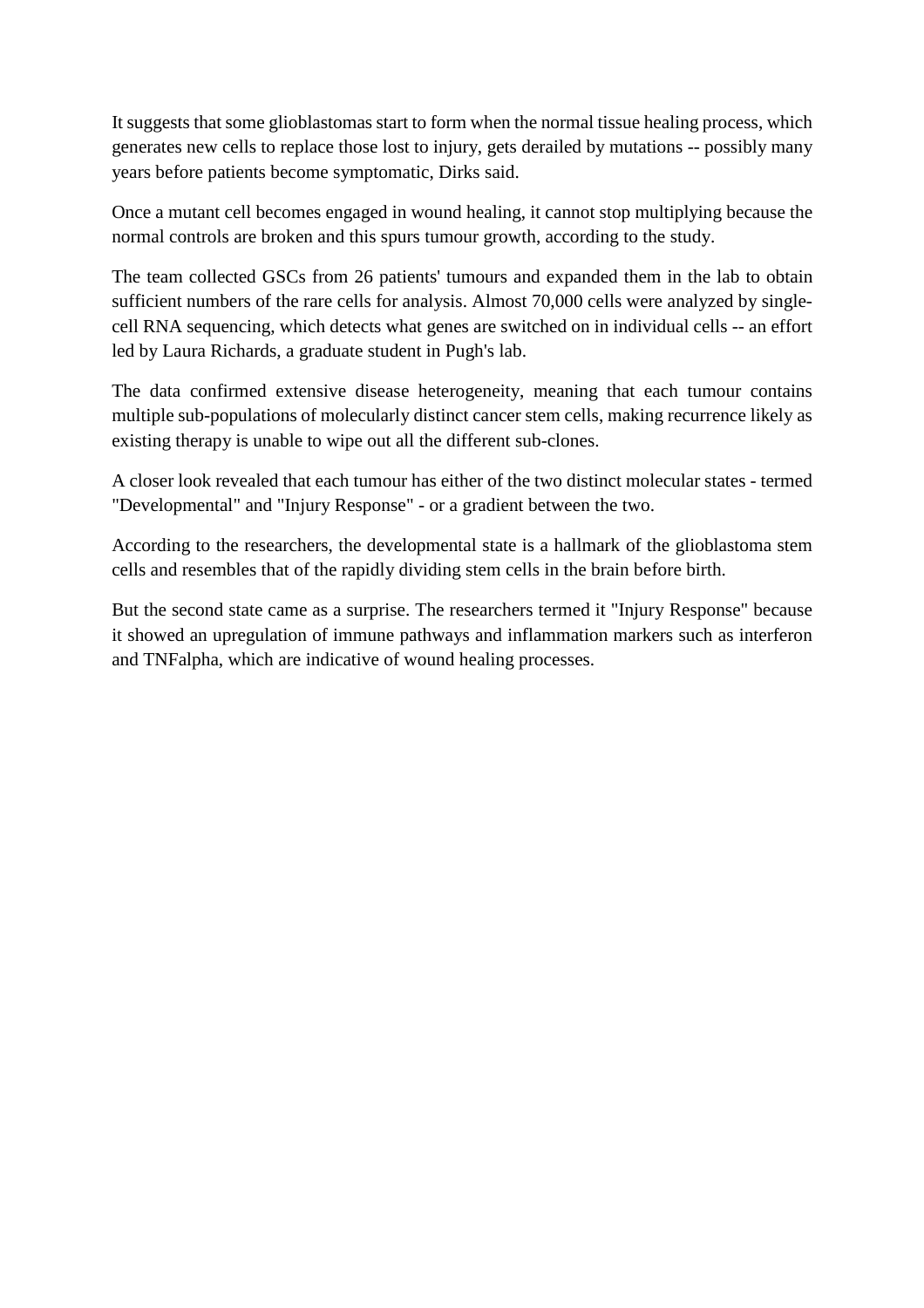It suggests that some glioblastomas start to form when the normal tissue healing process, which generates new cells to replace those lost to injury, gets derailed by mutations -- possibly many years before patients become symptomatic, Dirks said.

Once a mutant cell becomes engaged in wound healing, it cannot stop multiplying because the normal controls are broken and this spurs tumour growth, according to the study.

The team collected GSCs from 26 patients' tumours and expanded them in the lab to obtain sufficient numbers of the rare cells for analysis. Almost 70,000 cells were analyzed by single-cell RNA sequencing, which detects what genes are switched on in individual cells -- an effort led by Laura Richards, a graduate student in Pugh's lab.

The data confirmed extensive disease heterogeneity, meaning that each tumour contains multiple sub-populations of molecularly distinct cancer stem cells, making recurrence likely as existing therapy is unable to wipe out all the different sub-clones.

A closer look revealed that each tumour has either of the two distinct molecular states - termed "Developmental" and "Injury Response" - or a gradient between the two.

According to the researchers, the developmental state is a hallmark of the glioblastoma stem cells and resembles that of the rapidly dividing stem cells in the brain before birth.

But the second state came as a surprise. The researchers termed it "Injury Response" because it showed an upregulation of immune pathways and inflammation markers such as interferon and TNFalpha, which are indicative of wound healing processes.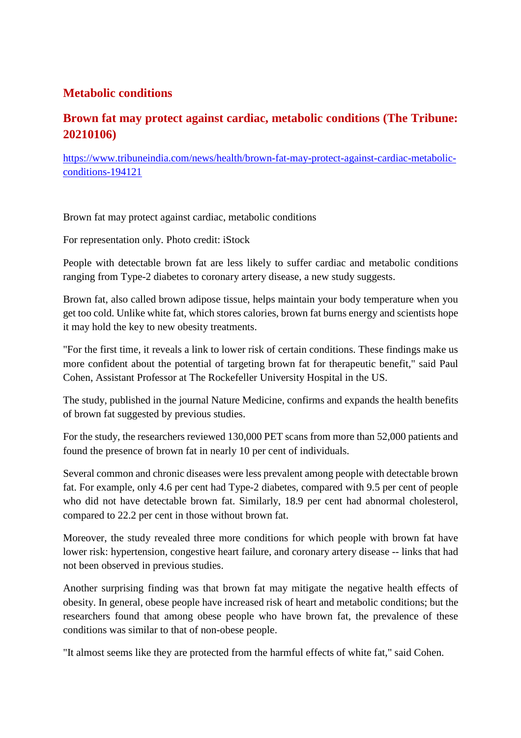## Metabolic conditions

### Brown fat may protect against cardiac, metabolic conditions (The Tribune: 20210106)

https://www.tribuneindia.com/news/health/brown-fat-may-protect-against-cardiac-metabolic-conditions-194121

Brown fat may protect against cardiac, metabolic conditions

For representation only. Photo credit: iStock

People with detectable brown fat are less likely to suffer cardiac and metabolic conditions ranging from Type-2 diabetes to coronary artery disease, a new study suggests.

Brown fat, also called brown adipose tissue, helps maintain your body temperature when you get too cold. Unlike white fat, which stores calories, brown fat burns energy and scientists hope it may hold the key to new obesity treatments.

"For the first time, it reveals a link to lower risk of certain conditions. These findings make us more confident about the potential of targeting brown fat for therapeutic benefit," said Paul Cohen, Assistant Professor at The Rockefeller University Hospital in the US.

The study, published in the journal Nature Medicine, confirms and expands the health benefits of brown fat suggested by previous studies.

For the study, the researchers reviewed 130,000 PET scans from more than 52,000 patients and found the presence of brown fat in nearly 10 per cent of individuals.

Several common and chronic diseases were less prevalent among people with detectable brown fat. For example, only 4.6 per cent had Type-2 diabetes, compared with 9.5 per cent of people who did not have detectable brown fat. Similarly, 18.9 per cent had abnormal cholesterol, compared to 22.2 per cent in those without brown fat.

Moreover, the study revealed three more conditions for which people with brown fat have lower risk: hypertension, congestive heart failure, and coronary artery disease -- links that had not been observed in previous studies.

Another surprising finding was that brown fat may mitigate the negative health effects of obesity. In general, obese people have increased risk of heart and metabolic conditions; but the researchers found that among obese people who have brown fat, the prevalence of these conditions was similar to that of non-obese people.

"It almost seems like they are protected from the harmful effects of white fat," said Cohen.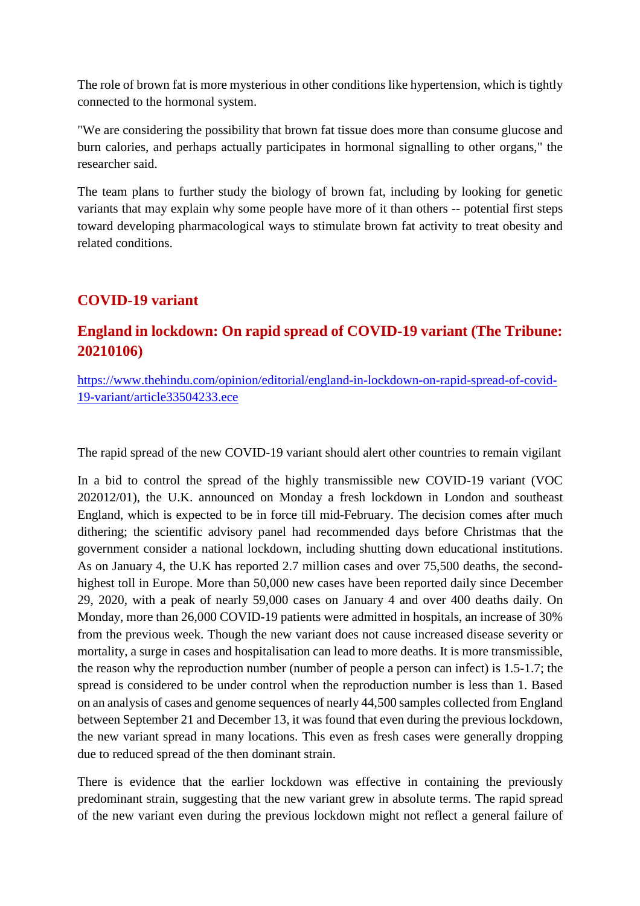The role of brown fat is more mysterious in other conditions like hypertension, which is tightly connected to the hormonal system.

"We are considering the possibility that brown fat tissue does more than consume glucose and burn calories, and perhaps actually participates in hormonal signalling to other organs," the researcher said.

The team plans to further study the biology of brown fat, including by looking for genetic variants that may explain why some people have more of it than others -- potential first steps toward developing pharmacological ways to stimulate brown fat activity to treat obesity and related conditions.

## COVID-19 variant

### England in lockdown: On rapid spread of COVID-19 variant (The Tribune: 20210106)

https://www.thehindu.com/opinion/editorial/england-in-lockdown-on-rapid-spread-of-covid-19-variant/article33504233.ece

The rapid spread of the new COVID-19 variant should alert other countries to remain vigilant

In a bid to control the spread of the highly transmissible new COVID-19 variant (VOC 202012/01), the U.K. announced on Monday a fresh lockdown in London and southeast England, which is expected to be in force till mid-February. The decision comes after much dithering; the scientific advisory panel had recommended days before Christmas that the government consider a national lockdown, including shutting down educational institutions. As on January 4, the U.K has reported 2.7 million cases and over 75,500 deaths, the second-highest toll in Europe. More than 50,000 new cases have been reported daily since December 29, 2020, with a peak of nearly 59,000 cases on January 4 and over 400 deaths daily. On Monday, more than 26,000 COVID-19 patients were admitted in hospitals, an increase of 30% from the previous week. Though the new variant does not cause increased disease severity or mortality, a surge in cases and hospitalisation can lead to more deaths. It is more transmissible, the reason why the reproduction number (number of people a person can infect) is 1.5-1.7; the spread is considered to be under control when the reproduction number is less than 1. Based on an analysis of cases and genome sequences of nearly 44,500 samples collected from England between September 21 and December 13, it was found that even during the previous lockdown, the new variant spread in many locations. This even as fresh cases were generally dropping due to reduced spread of the then dominant strain.

There is evidence that the earlier lockdown was effective in containing the previously predominant strain, suggesting that the new variant grew in absolute terms. The rapid spread of the new variant even during the previous lockdown might not reflect a general failure of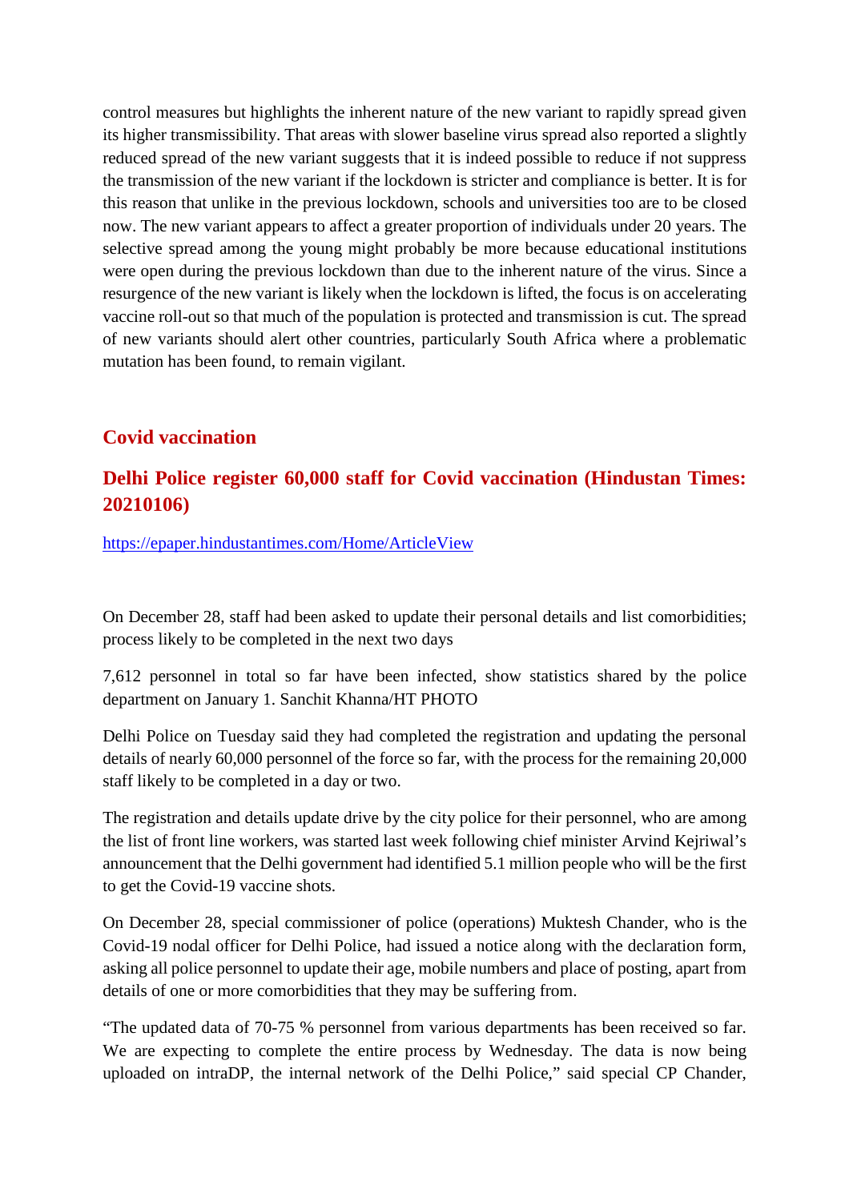control measures but highlights the inherent nature of the new variant to rapidly spread given its higher transmissibility. That areas with slower baseline virus spread also reported a slightly reduced spread of the new variant suggests that it is indeed possible to reduce if not suppress the transmission of the new variant if the lockdown is stricter and compliance is better. It is for this reason that unlike in the previous lockdown, schools and universities too are to be closed now. The new variant appears to affect a greater proportion of individuals under 20 years. The selective spread among the young might probably be more because educational institutions were open during the previous lockdown than due to the inherent nature of the virus. Since a resurgence of the new variant is likely when the lockdown is lifted, the focus is on accelerating vaccine roll-out so that much of the population is protected and transmission is cut. The spread of new variants should alert other countries, particularly South Africa where a problematic mutation has been found, to remain vigilant.

## Covid vaccination

### Delhi Police register 60,000 staff for Covid vaccination (Hindustan Times: 20210106)

https://epaper.hindustantimes.com/Home/ArticleView

On December 28, staff had been asked to update their personal details and list comorbidities; process likely to be completed in the next two days

7,612 personnel in total so far have been infected, show statistics shared by the police department on January 1. Sanchit Khanna/HT PHOTO

Delhi Police on Tuesday said they had completed the registration and updating the personal details of nearly 60,000 personnel of the force so far, with the process for the remaining 20,000 staff likely to be completed in a day or two.

The registration and details update drive by the city police for their personnel, who are among the list of front line workers, was started last week following chief minister Arvind Kejriwal's announcement that the Delhi government had identified 5.1 million people who will be the first to get the Covid-19 vaccine shots.

On December 28, special commissioner of police (operations) Muktesh Chander, who is the Covid-19 nodal officer for Delhi Police, had issued a notice along with the declaration form, asking all police personnel to update their age, mobile numbers and place of posting, apart from details of one or more comorbidities that they may be suffering from.

"The updated data of 70-75 % personnel from various departments has been received so far. We are expecting to complete the entire process by Wednesday. The data is now being uploaded on intraDP, the internal network of the Delhi Police," said special CP Chander,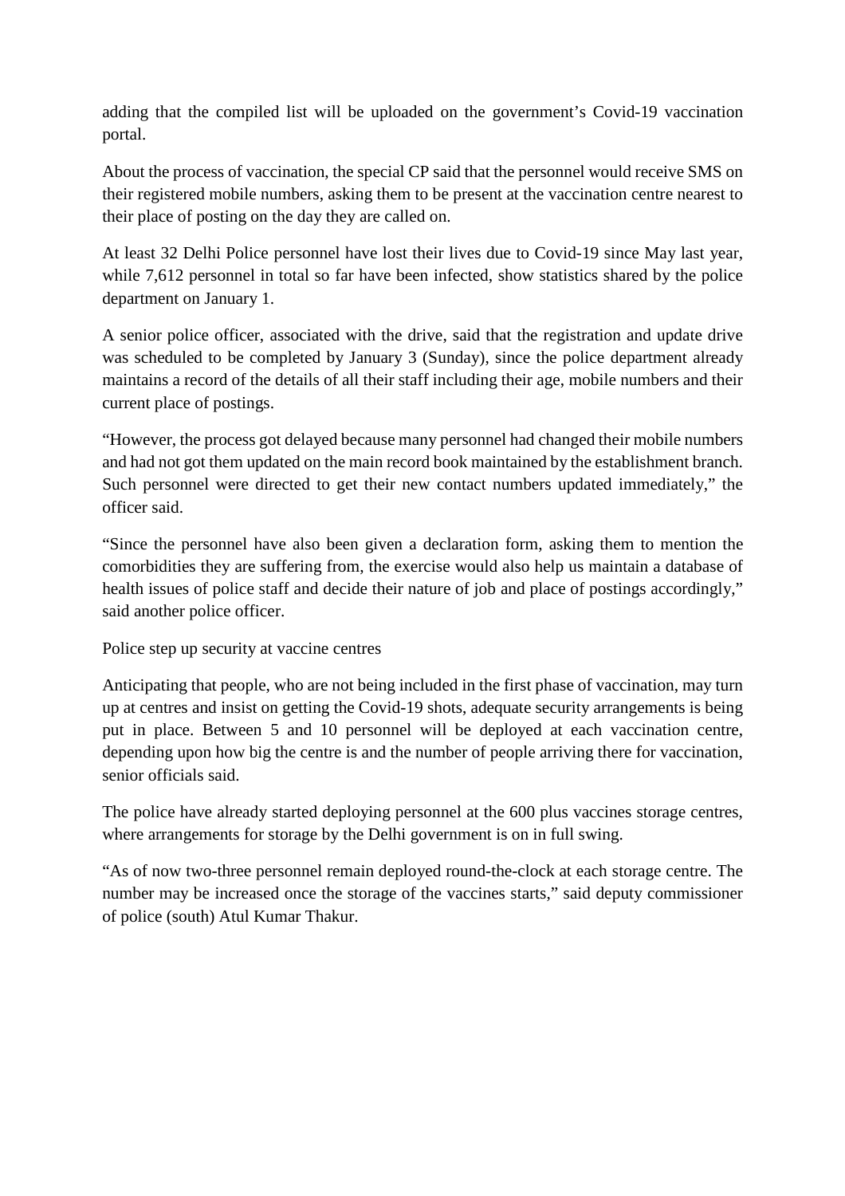adding that the compiled list will be uploaded on the government's Covid-19 vaccination portal.

About the process of vaccination, the special CP said that the personnel would receive SMS on their registered mobile numbers, asking them to be present at the vaccination centre nearest to their place of posting on the day they are called on.

At least 32 Delhi Police personnel have lost their lives due to Covid-19 since May last year, while 7,612 personnel in total so far have been infected, show statistics shared by the police department on January 1.

A senior police officer, associated with the drive, said that the registration and update drive was scheduled to be completed by January 3 (Sunday), since the police department already maintains a record of the details of all their staff including their age, mobile numbers and their current place of postings.

"However, the process got delayed because many personnel had changed their mobile numbers and had not got them updated on the main record book maintained by the establishment branch. Such personnel were directed to get their new contact numbers updated immediately," the officer said.

"Since the personnel have also been given a declaration form, asking them to mention the comorbidities they are suffering from, the exercise would also help us maintain a database of health issues of police staff and decide their nature of job and place of postings accordingly," said another police officer.

Police step up security at vaccine centres

Anticipating that people, who are not being included in the first phase of vaccination, may turn up at centres and insist on getting the Covid-19 shots, adequate security arrangements is being put in place. Between 5 and 10 personnel will be deployed at each vaccination centre, depending upon how big the centre is and the number of people arriving there for vaccination, senior officials said.

The police have already started deploying personnel at the 600 plus vaccines storage centres, where arrangements for storage by the Delhi government is on in full swing.

"As of now two-three personnel remain deployed round-the-clock at each storage centre. The number may be increased once the storage of the vaccines starts," said deputy commissioner of police (south) Atul Kumar Thakur.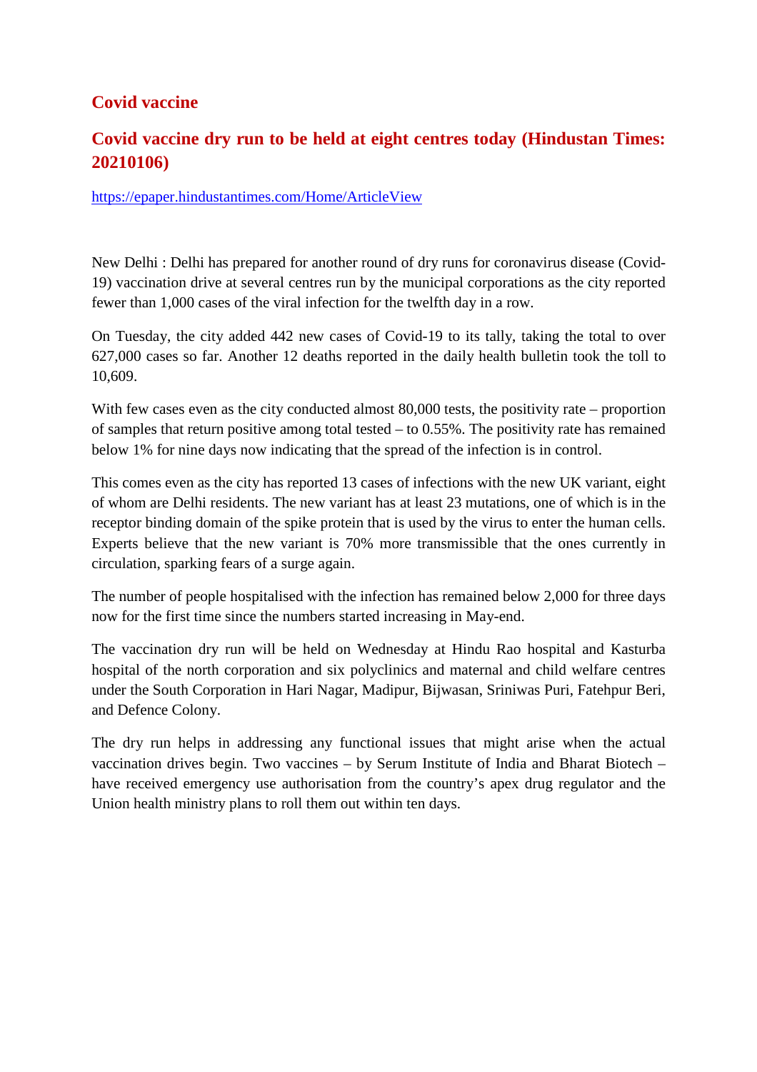## Covid vaccine

## Covid vaccine dry run to be held at eight centres today (Hindustan Times: 20210106)

https://epaper.hindustantimes.com/Home/ArticleView

New Delhi : Delhi has prepared for another round of dry runs for coronavirus disease (Covid-19) vaccination drive at several centres run by the municipal corporations as the city reported fewer than 1,000 cases of the viral infection for the twelfth day in a row.

On Tuesday, the city added 442 new cases of Covid-19 to its tally, taking the total to over 627,000 cases so far. Another 12 deaths reported in the daily health bulletin took the toll to 10,609.

With few cases even as the city conducted almost 80,000 tests, the positivity rate – proportion of samples that return positive among total tested – to 0.55%. The positivity rate has remained below 1% for nine days now indicating that the spread of the infection is in control.

This comes even as the city has reported 13 cases of infections with the new UK variant, eight of whom are Delhi residents. The new variant has at least 23 mutations, one of which is in the receptor binding domain of the spike protein that is used by the virus to enter the human cells. Experts believe that the new variant is 70% more transmissible that the ones currently in circulation, sparking fears of a surge again.

The number of people hospitalised with the infection has remained below 2,000 for three days now for the first time since the numbers started increasing in May-end.

The vaccination dry run will be held on Wednesday at Hindu Rao hospital and Kasturba hospital of the north corporation and six polyclinics and maternal and child welfare centres under the South Corporation in Hari Nagar, Madipur, Bijwasan, Sriniwas Puri, Fatehpur Beri, and Defence Colony.

The dry run helps in addressing any functional issues that might arise when the actual vaccination drives begin. Two vaccines – by Serum Institute of India and Bharat Biotech – have received emergency use authorisation from the country's apex drug regulator and the Union health ministry plans to roll them out within ten days.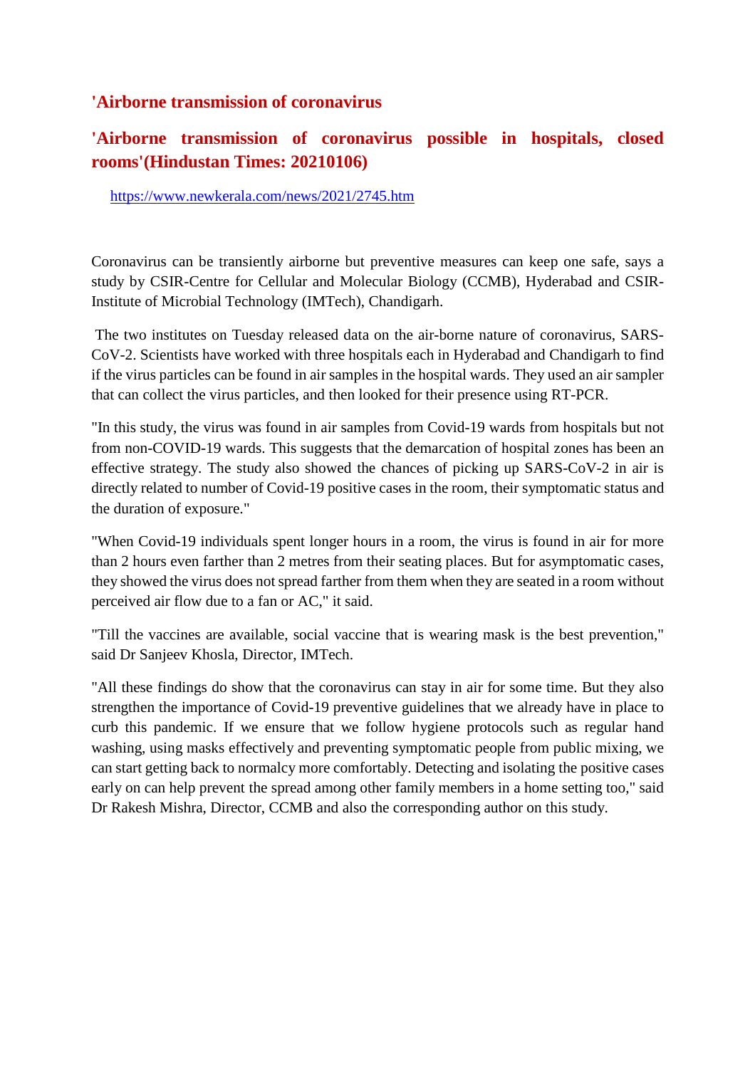## 'Airborne transmission of coronavirus

## 'Airborne transmission of coronavirus possible in hospitals, closed rooms'(Hindustan Times: 20210106)

https://www.newkerala.com/news/2021/2745.htm

Coronavirus can be transiently airborne but preventive measures can keep one safe, says a study by CSIR-Centre for Cellular and Molecular Biology (CCMB), Hyderabad and CSIR-Institute of Microbial Technology (IMTech), Chandigarh.

The two institutes on Tuesday released data on the air-borne nature of coronavirus, SARS-CoV-2. Scientists have worked with three hospitals each in Hyderabad and Chandigarh to find if the virus particles can be found in air samples in the hospital wards. They used an air sampler that can collect the virus particles, and then looked for their presence using RT-PCR.

"In this study, the virus was found in air samples from Covid-19 wards from hospitals but not from non-COVID-19 wards. This suggests that the demarcation of hospital zones has been an effective strategy. The study also showed the chances of picking up SARS-CoV-2 in air is directly related to number of Covid-19 positive cases in the room, their symptomatic status and the duration of exposure."

"When Covid-19 individuals spent longer hours in a room, the virus is found in air for more than 2 hours even farther than 2 metres from their seating places. But for asymptomatic cases, they showed the virus does not spread farther from them when they are seated in a room without perceived air flow due to a fan or AC," it said.

"Till the vaccines are available, social vaccine that is wearing mask is the best prevention," said Dr Sanjeev Khosla, Director, IMTech.

"All these findings do show that the coronavirus can stay in air for some time. But they also strengthen the importance of Covid-19 preventive guidelines that we already have in place to curb this pandemic. If we ensure that we follow hygiene protocols such as regular hand washing, using masks effectively and preventing symptomatic people from public mixing, we can start getting back to normalcy more comfortably. Detecting and isolating the positive cases early on can help prevent the spread among other family members in a home setting too," said Dr Rakesh Mishra, Director, CCMB and also the corresponding author on this study.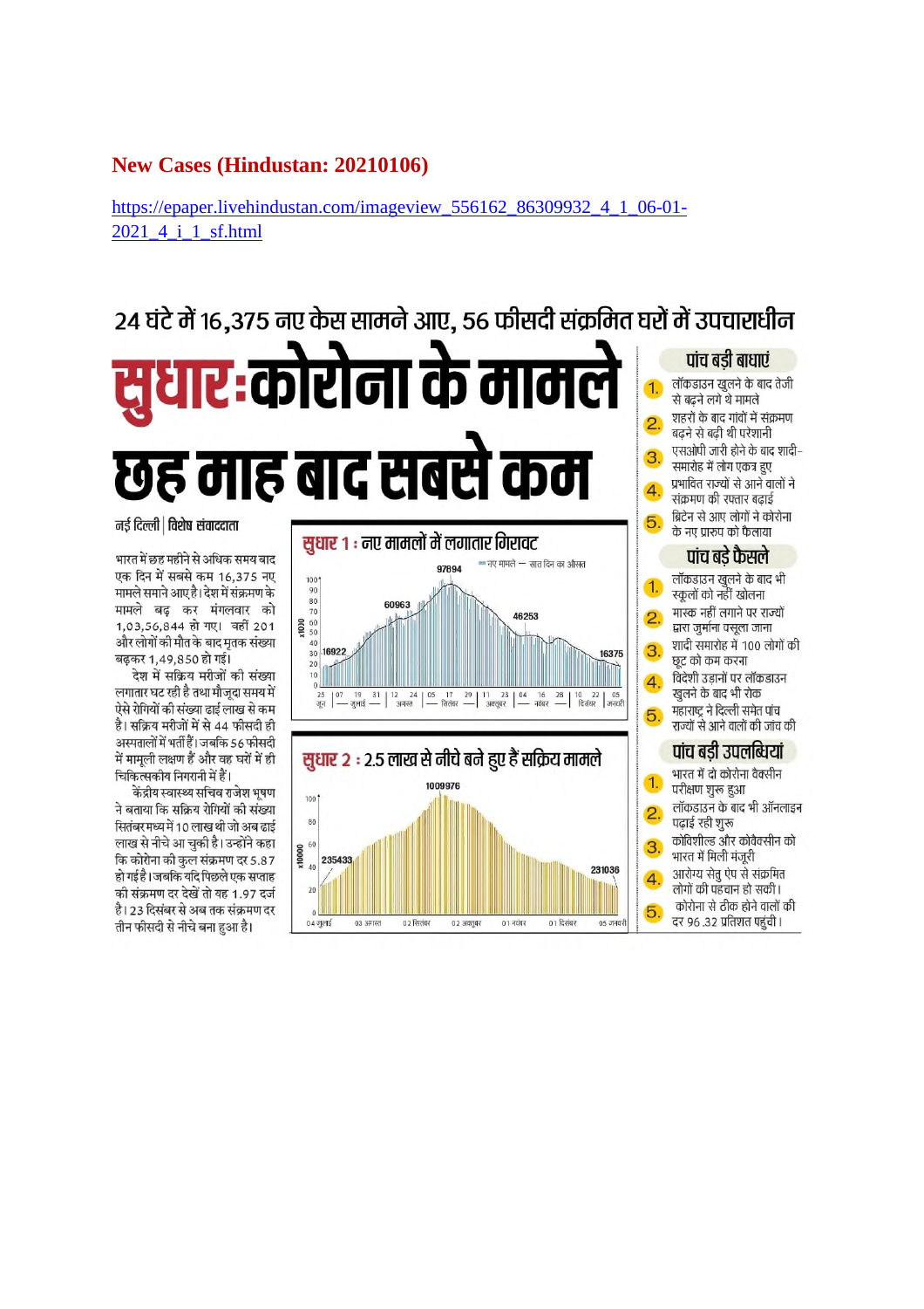## New Cases (Hindustan: 20210106)

https://epaper.livehindustan.com/imageview_556162_86309932_4_1_06-01-2021_4_i_1_sf.html

### 24 घंटे में 16,375 नए केस सामने आए, 56 फीसदी संक्रमित घरों में उपचाराधीन

# सुधार: कोरोना के मामले छह माह बाद सबसे कम

**नई दिल्ली | विशेष संवाददाता**

भारत में छह महीने से अधिक समय बाद एक दिन में सबसे कम 16,375 नए मामले सामने आए हैं। देश में संक्रमण के मामले बढ़ कर मंगलवार को 1,03,56,844 हो गए। वहीं 201 और लोगों की मौत के बाद मृतक संख्या बढ़कर 1,49,850 हो गई।

देश में सक्रिय मरीजों की संख्या लगातार घट रही है तथा मौजूदा समय में ऐसे रोगियों की संख्या ढाई लाख से कम है। सक्रिय मरीजों में से 44 फीसदी ही अस्पतालों में भर्ती हैं। जबकि 56 फीसदी में मामूली लक्षण हैं और वह घरों में ही चिकित्सकीय निगरानी में हैं।

केंद्रीय स्वास्थ्य सचिव राजेश भूषण ने बताया कि सक्रिय रोगियों की संख्या सितंबर मध्य में 10 लाख थी जो अब ढाई लाख से नीचे आ चुकी है। उन्होंने कहा कि कोरोना की कुल संक्रमण दर 5.87 हो गई है। जबकि यदि पिछले एक सप्ताह की संक्रमण दर देखें तो यह 1.97 दर्ज है। 23 दिसंबर से अब तक संक्रमण दर तीन फीसदी से नीचे बना हुआ है।

**सुधार 1 : नए मामलों में लगातार गिरावट**

नए मामले — सात दिन का औसत

(x1000) 16922 (25 जून), 60963, 97894, 46253, 16375 (05 जनवरी)

जून — जुलाई — अगस्त — सितंबर — अक्तूबर — नवंबर — दिसंबर — जनवरी

**सुधार 2 : 2.5 लाख से नीचे बने हुए हैं सक्रिय मामले**

(x1000) 235433 (04 जुलाई), 1009976, 231036 (05 जनवरी)

04 जुलाई — 03 अगस्त — 02 सितंबर — 02 अक्तूबर — 01 नवंबर — 01 दिसंबर — 05 जनवरी

### पांच बड़ी बाधाएं

1. लॉकडाउन खुलने के बाद तेजी से बढ़ने लगे थे मामले
2. शहरों के बाद गांवों में संक्रमण बढ़ने से बढ़ी थी परेशानी
3. एसओपी जारी होने के बाद शादी-समारोह में लोग एकत्र हुए
4. प्रभावित राज्यों से आने वालों ने संक्रमण की रफ्तार बढ़ाई
5. ब्रिटेन से आए लोगों ने कोरोना के नए प्रारूप को फैलाया

### पांच बड़े फैसले

1. लॉकडाउन खुलने के बाद भी स्कूलों को नहीं खोलना
2. मास्क नहीं लगाने पर राज्यों द्वारा जुर्माना वसूला जाना
3. शादी समारोह में 100 लोगों की छूट को कम करना
4. विदेशी उड़ानों पर लॉकडाउन खुलने के बाद भी रोक
5. महाराष्ट्र ने दिल्ली समेत पांच राज्यों से आने वालों की जांच की

### पांच बड़ी उपलब्धियां

1. भारत में दो कोरोना वैक्सीन परीक्षण शुरू हुआ
2. लॉकडाउन के बाद भी ऑनलाइन पढ़ाई रही शुरू
3. कोविशील्ड और कोवैक्सीन को भारत में मिली मंजूरी
4. आरोग्य सेतु ऐप से संक्रमित लोगों की पहचान हो सकी।
5. कोरोना से ठीक होने वालों की दर 96.32 प्रतिशत पहुंची।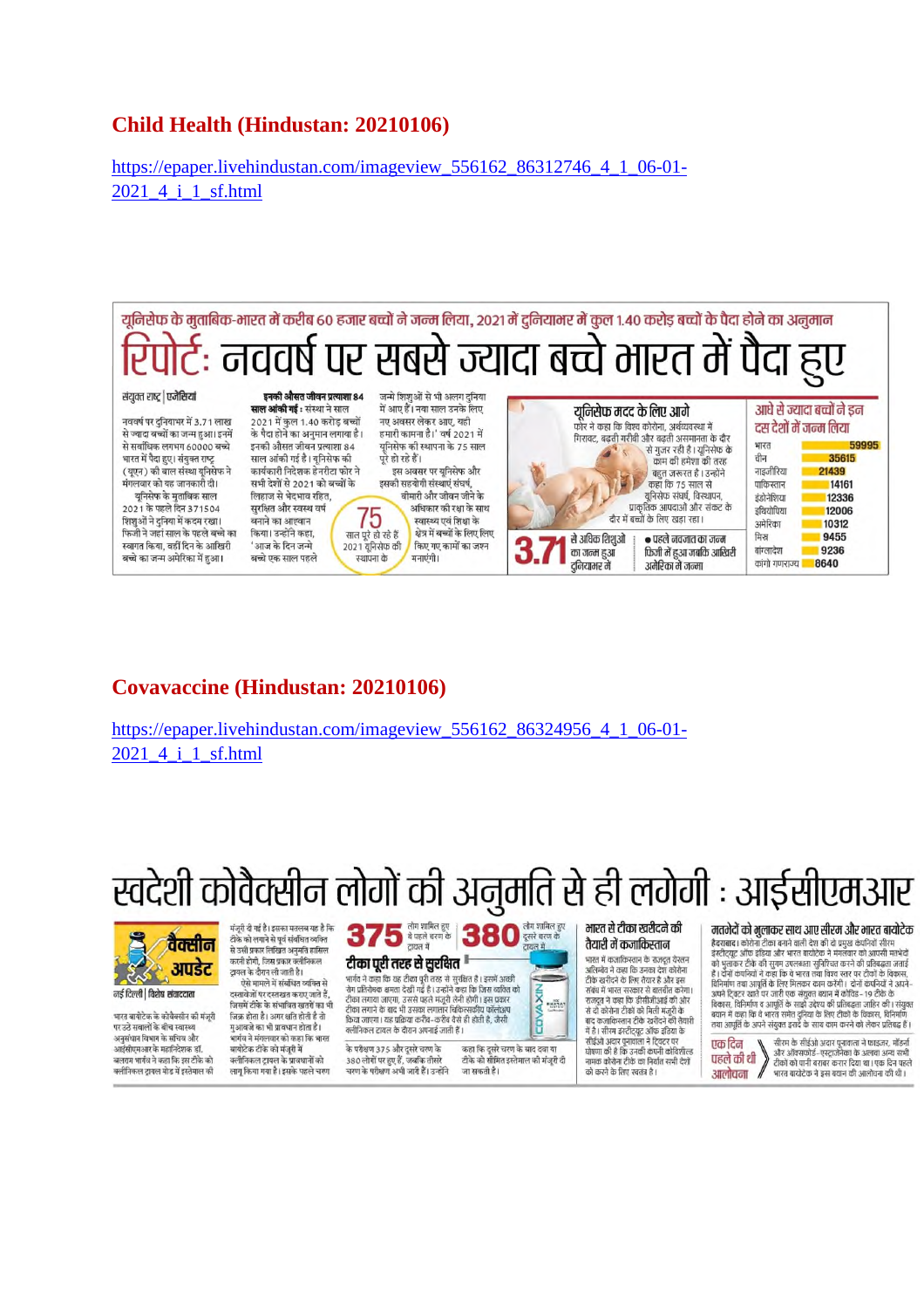## Child Health (Hindustan: 20210106)

https://epaper.livehindustan.com/imageview_556162_86312746_4_1_06-01-2021_4_i_1_sf.html

यूनिसेफ के मुताबिक-भारत में करीब 60 हजार बच्चों ने जन्म लिया, 2021 में दुनियाभर में कुल 1.40 करोड़ बच्चों के पैदा होने का अनुमान

# रिपोर्ट: नववर्ष पर सबसे ज्यादा बच्चे भारत में पैदा हुए

संयुक्त राष्ट्र | एजेंसियां

नववर्ष पर दुनियाभर में 3.71 लाख से ज्यादा बच्चों का जन्म हुआ। इनमें से सर्वाधिक लगभग 60000 बच्चे भारत में पैदा हुए। संयुक्त राष्ट्र (यूएन) की बाल संस्था यूनिसेफ ने मंगलवार को यह जानकारी दी।

यूनिसेफ के मुताबिक साल 2021 के पहले दिन 371504 शिशुओं ने दुनिया में कदम रखा। फिजी ने जहां साल के पहले बच्चे का स्वागत किया, वहीं दिन के आखिरी बच्चे का जन्म अमेरिका में हुआ।

**इनकी औसत जीवन प्रत्याशा 84 साल आंकी गई :** संस्था ने साल 2021 में कुल 1.40 करोड़ बच्चों के पैदा होने का अनुमान लगाया है। इनकी औसत जीवन प्रत्याशा 84 साल आंकी गई है। यूनिसेफ की कार्यकारी निदेशक हेनरीटा फोर ने सभी देशों से 2021 को बच्चों के लिहाज से भेदभाव रहित, सुरक्षित और स्वस्थ वर्ष बनाने का आह्वान किया। उन्होंने कहा, 'आज के दिन जन्मे बच्चे एक साल पहले जन्मे शिशुओं से भी अलग दुनिया में आए हैं। नया साल उनके लिए नए अवसर लेकर आए, यही हमारी कामना है।' वर्ष 2021 में यूनिसेफ की स्थापना के 75 साल पूरे हो रहे हैं।

इस अवसर पर यूनिसेफ और इसकी सहयोगी संस्थाएं संघर्ष, बीमारी और जीवन जीने के अधिकार की रक्षा के साथ स्वास्थ्य एवं शिक्षा के क्षेत्र में बच्चों के लिए किए गए कामों का जश्न मनाएंगी।

**75** साल पूरे हो रहे हैं 2021 यूनिसेफ की स्थापना के

### यूनिसेफ मदद के लिए आगे

फोर ने कहा कि विश्व कोरोना, अर्थव्यवस्था में गिरावट, बढ़ती गरीबी और बढ़ती असमानता के दौर से गुजर रही है। यूनिसेफ के काम की हमेशा की तरह बहुत जरूरत है। उन्होंने कहा कि 75 साल से यूनिसेफ संघर्ष, विस्थापन, प्राकृतिक आपदाओं और संकट के दौर में बच्चों के लिए खड़ा रहा।

**3.71** से अधिक शिशुओं का जन्म हुआ दुनियाभर में

- पहले नवजात का जन्म फिजी में हुआ जबकि आखिरी अमेरिका में जन्मा

### आधे से ज्यादा बच्चों ने इन दस देशों में जन्म लिया

| देश | संख्या |
|---|---|
| भारत | 59995 |
| चीन | 35615 |
| नाइजीरिया | 21439 |
| पाकिस्तान | 14161 |
| इंडोनेशिया | 12336 |
| इथियोपिया | 12006 |
| अमेरिका | 10312 |
| मिस्र | 9455 |
| बांग्लादेश | 9236 |
| कांगो गणराज्य | 8640 |

## Covavaccine (Hindustan: 20210106)

https://epaper.livehindustan.com/imageview_556162_86324956_4_1_06-01-2021_4_i_1_sf.html

# स्वदेशी कोवैक्सीन लोगों की अनुमति से ही लगेगी : आईसीएमआर

**वैक्सीन अपडेट**

नई दिल्ली | विशेष संवाददाता

भारत बायोटेक के कोवैक्सीन की मंजूरी पर उठे सवालों के बीच स्वास्थ्य अनुसंधान विभाग के सचिव और आईसीएमआर के महानिदेशक डॉ. बलराम भार्गव ने कहा कि इस टीके को क्लीनिकल ट्रायल मोड में इस्तेमाल की मंजूरी दी गई है। इसका मतलब यह है कि टीके को लगाने से पूर्व संबंधित व्यक्ति से उसी प्रकार लिखित अनुमति हासिल करनी होगी, जिस प्रकार क्लीनिकल ट्रायल के दौरान ली जाती है।

ऐसे मामले में संबंधित व्यक्ति से दस्तावेजों पर दस्तखत कराए जाते हैं, जिसमें टीके के संभावित खतरों का भी जिक्र होता है। अगर क्षति होती है तो मुआवजे का भी प्रावधान होता है। भार्गव ने मंगलवार को कहा कि भारत बायोटेक टीके को मंजूरी में क्लीनिकल ट्रायल के प्रावधानों को लागू किया गया है। इसके पहले चरण

**375** लोग शामिल हुए थे पहले चरण के ट्रायल में

**380** लोग शामिल हुए दूसरे चरण के ट्रायल में

### टीका पूरी तरह से सुरक्षित

भार्गव ने कहा कि यह टीका पूरी तरह से सुरक्षित है। इसमें अच्छी रोग प्रतिरोधक क्षमता देखी गई है। उन्होंने कहा कि जिस व्यक्ति को टीका लगाया जाएगा, उससे पहले मंजूरी ली जाएगी। इस प्रकार टीका लगने के बाद भी उसका लगातार चिकित्सकीय फॉलोअप किया जाएगा। यह प्रक्रिया करीब-करीब वैसे ही होती है, जैसी क्लीनिकल ट्रायल के दौरान अपनाई जाती है।

के परीक्षण 375 और दूसरे चरण के 380 लोगों पर हुए हैं, जबकि तीसरे चरण के परीक्षण अभी जारी हैं। उन्होंने कहा कि दूसरे चरण के बाद दवा या टीके को सीमित इस्तेमाल की मंजूरी दी जा सकती है।

### भारत से टीका खरीदने की तैयारी में कजाकिस्तान

भारत में कजाकिस्तान के राजदूत येरलन अलिम्बायेव ने कहा कि उनका देश कोरोना टीका खरीदने के लिए तैयार है और इस संबंध में भारत सरकार से बातचीत कर रहा। राजदूत ने कहा कि डीसीजीआई की ओर से दो कोरोना टीकों को मिली मंजूरी के बाद कजाकिस्तान टीके खरीदने की तैयारी में है। सीरम इंस्टीट्यूट ऑफ इंडिया के सीईओ अदार पूनावाला ने ट्विटर पर घोषणा की है कि उनकी कंपनी कोविशील्ड नामक कोरोना टीके का निर्यात सभी देशों को करने के लिए स्वतंत्र है।

### मतभेदों को भुलाकर साथ आए सीरम और भारत बायोटेक

हैदराबाद। कोरोना टीका बनाने वाली देश की दो प्रमुख कंपनियों सीरम इंस्टीट्यूट ऑफ इंडिया और भारत बायोटेक ने मतभेदों को आपसी मतभेदों को भुलाकर टीके की सुगम उपलब्धता सुनिश्चित करने की प्रतिबद्धता जताई है। दोनों कंपनियों ने कहा कि वे भारत तथा विश्व स्तर पर टीकों के विकास, विनिर्माण तथा आपूर्ति के लिए मिलकर काम करेंगी। दोनों कंपनियों ने अपने-अपने ट्विटर खाते पर जारी एक संयुक्त बयान में कोविड-19 टीके के विकास, विनिर्माण व आपूर्ति के साझे उद्देश्य की प्रतिबद्धता जाहिर की। संयुक्त बयान में कहा कि वे भारत समेत दुनिया के लिए टीके के विकास, विनिर्माण तथा आपूर्ति के अपने संयुक्त इरादे के साथ काम करने को लेकर प्रतिबद्ध हैं।

**एक दिन पहले की थी आलोचना**

सीरम के सीईओ अदार पूनावाला ने फाइजर, मॉडर्ना और ऑक्सफोर्ड-एस्ट्राजेनेका के अलावा अन्य सभी टीकों को पानी बराबर करार दिया था। एक दिन पहले भारत बायोटेक ने इस बयान की आलोचना की थी।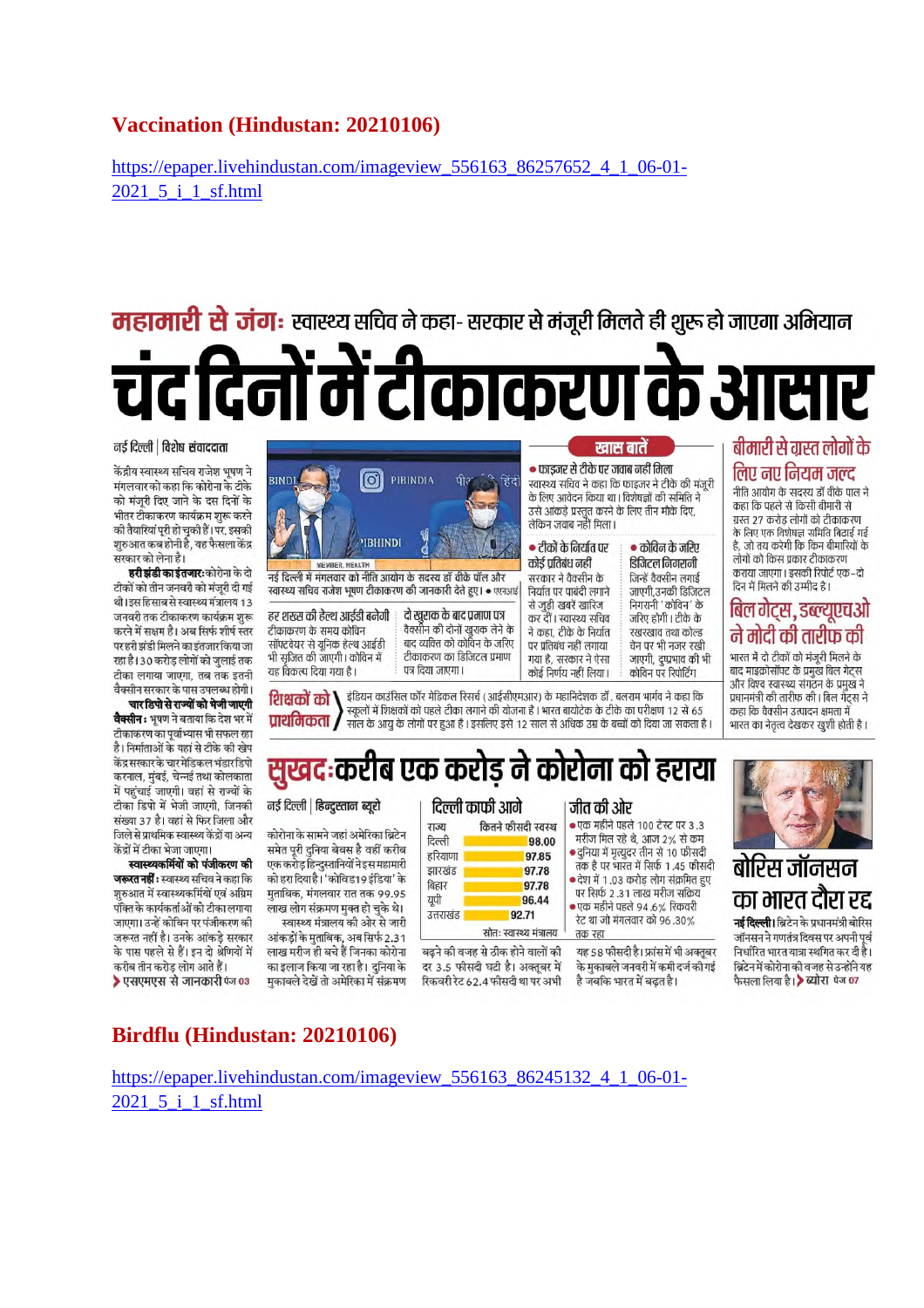# Vaccination (Hindustan: 20210106)

https://epaper.livehindustan.com/imageview_556163_86257652_4_1_06-01-2021_5_i_1_sf.html

## महामारी से जंग: स्वास्थ्य सचिव ने कहा- सरकार से मंजूरी मिलते ही शुरू हो जाएगा अभियान

# चंद दिनों में टीकाकरण के आसार

नई दिल्ली | विशेष संवाददाता

केंद्रीय स्वास्थ्य सचिव राजेश भूषण ने मंगलवार को कहा कि कोरोना के टीके को मंजूरी दिए जाने के दस दिनों के भीतर टीकाकरण कार्यक्रम शुरू करने की तैयारियां पूरी हो चुकी हैं। पर, इसकी शुरुआत कब होगी है, यह फैसला केंद्र सरकार को लेना है।

**हरी झंडी का इंतजार:** कोरोना के दो टीकों को तीन जनवरी को मंजूरी दी गई थी। इस हिसाब से स्वास्थ्य मंत्रालय 13 जनवरी तक टीकाकरण कार्यक्रम शुरू करने में सक्षम है। अब सिर्फ शीर्ष स्तर पर हरी झंडी मिलने का इंतजार किया जा रहा है। 30 करोड़ लोगों को जुलाई तक टीका लगाया जाएगा, तब तक इतनी वैक्सीन सरकार के पास उपलब्ध होगी।

**चार डिपो से राज्यों को भेजी जाएगी वैक्सीन:** भूषण ने बताया कि देश भर में टीकाकरण का पूर्वाभ्यास भी सफल रहा है। निर्माताओं के यहां से टीके की खेप केंद्र सरकार के चार मेडिकल भंडारडिपो करनाल, मुंबई, चेन्नई तथा कोलकाता में पहुंचाई जाएगी। वहां से राज्यों के टीका डिपो में भेजी जाएगी, जिनकी संख्या 37 है। वहां से फिर जिला और जिले से प्राथमिक स्वास्थ्य केंद्रों या अन्य केंद्रों में टीका भेजा जाएगा।

**स्वास्थ्यकर्मियों को पंजीकरण की जरूरत नहीं:** स्वास्थ्य सचिव ने कहा कि शुरुआत में स्वास्थ्यकर्मियों एवं अग्रिम पंक्ति के कार्यकर्ताओं को टीका लगाया जाएगा। उन्हें कोविन पर पंजीकरण की जरूरत नहीं है। उनके आंकड़े सरकार के पास पहले से हैं। इन दो श्रेणियों में करीब तीन करोड़ लोग आते हैं।

> एसएमएस से जानकारी पेज 03

नई दिल्ली में मंगलवार को नीति आयोग के सदस्य डॉ वीके पॉल और स्वास्थ्य सचिव राजेश भूषण टीकाकरण की जानकारी देते हुए। • एएनआई

**हर शख्स की हेल्थ आईडी बनेगी**
टीकाकरण के समय कोविन सॉफ्टवेयर से यूनिक हेल्थ आईडी भी सृजित की जाएगी। कोविन में यह विकल्प दिया गया है।

**दो खुराक के बाद प्रमाण पत्र**
वैक्सीन की दोनों खुराक लेने के बाद व्यक्ति को कोविन के जरिए टीकाकरण का डिजिटल प्रमाण पत्र दिया जाएगा।

### खास बातें

● **फाइजर से टीके पर जवाब नहीं मिला**
स्वास्थ्य सचिव ने कहा कि फाइजर ने टीके की मंजूरी के लिए आवेदन किया था। विशेषज्ञों की समिति ने उसे आंकड़े प्रस्तुत करने के लिए तीन मौके दिए, लेकिन जवाब नहीं मिला।

● **टीकों के निर्यात पर कोई प्रतिबंध नहीं**
सरकार ने वैक्सीन के निर्यात पर पाबंदी लगाने से जुड़ी खबरें खारिज कर दीं। स्वास्थ्य सचिव ने कहा, टीके के निर्यात पर प्रतिबंध नहीं लगाया गया है, सरकार ने ऐसा कोई निर्णय नहीं लिया।

● **कोविन के जरिए डिजिटल निगरानी**
जिन्हें वैक्सीन लगाई जाएगी, उनकी डिजिटल निगरानी 'कोविन' के जरिए होगी। टीके के रखरखाव तथा कोल्ड चेन पर भी नजर रखी जाएगी, दुष्प्रभाव की भी कोविन पर रिपोर्टिंग

**शिक्षकों को प्राथमिकता**
इंडियन काउंसिल फॉर मेडिकल रिसर्च (आईसीएमआर) के महानिदेशक डॉ. बलराम भार्गव ने कहा कि स्कूलों में शिक्षकों को पहले टीका लगाने की योजना है। भारत बायोटेक के टीके का परीक्षण 12 से 65 साल के आयु के लोगों पर हुआ है। इसलिए इसे 12 साल से अधिक उम्र के बच्चों को दिया जा सकता है।

## बीमारी से ग्रस्त लोगों के लिए नए नियम जल्द

नीति आयोग के सदस्य डॉ वीके पाल ने कहा कि पहले से किसी बीमारी से ग्रस्त 27 करोड़ लोगों को टीकाकरण के लिए एक विशेषज्ञ समिति बिठाई गई है, जो तय करेगी कि किन बीमारियों के लोगों को किस प्रकार टीकाकरण कराया जाएगा। इसकी रिपोर्ट एक-दो दिन में मिलने की उम्मीद है।

## बिल गेट्स, डब्ल्यूएचओ ने मोदी की तारीफ की

भारत में दो टीकों को मंजूरी मिलने के बाद माइक्रोसॉफ्ट के प्रमुख बिल गेट्स और विश्व स्वास्थ्य संगठन के प्रमुख ने प्रधानमंत्री की तारीफ की। बिल गेट्स ने कहा कि वैक्सीन उत्पादन क्षमता में भारत का नेतृत्व देखकर खुशी होती है।

## सुखद: करीब एक करोड़ ने कोरोना को हराया

नई दिल्ली | हिन्दुस्तान ब्यूरो

कोरोना के सामने जहां अमेरिका ब्रिटेन समेत पूरी दुनिया बेबस है वहीं करीब एक करोड़ हिन्दुस्तानियों ने इस महामारी को हरा दिया है। 'कोविड19 इंडिया' के मुताबिक, मंगलवार रात तक 99.95 लाख लोग संक्रमण मुक्त हो चुके थे।

स्वास्थ्य मंत्रालय की ओर से जारी आंकड़ों के मुताबिक, अब सिर्फ 2.31 लाख मरीज ही बचे हैं जिनका कोरोना का इलाज किया जा रहा है। दुनिया के मुकाबले देखें तो अमेरिका में संक्रमण बढ़ने की वजह से ठीक होने वालों की दर 3.5 फीसदी घटी है। अक्तूबर में रिकवरी रेट 62.4 फीसदी था पर अभी यह 58 फीसदी है। फ्रांस में भी अक्तूबर के मुकाबले जनवरी में कमी दर्ज की गई है जबकि भारत में बढ़त है।

**दिल्ली काफी आगे**

| राज्य | कितने फीसदी स्वस्थ |
|---|---|
| दिल्ली | 98.00 |
| हरियाणा | 97.85 |
| झारखंड | 97.78 |
| बिहार | 97.78 |
| यूपी | 96.44 |
| उत्तराखंड | 92.71 |

स्रोतः स्वास्थ्य मंत्रालय

**जीत की ओर**

- एक महीने पहले 100 टेस्ट पर 3.3 मरीज मिल रहे थे, आज 2% से कम
- दुनिया में मृत्युदर तीन से 10 फीसदी तक है पर भारत में सिर्फ 1.45 फीसदी
- देश में 1.03 करोड़ लोग संक्रमित हुए पर सिर्फ 2.31 लाख मरीज सक्रिय
- एक महीने पहले 94.6% रिकवरी रेट था जो मंगलवार को 96.30% तक रहा

## बोरिस जॉनसन का भारत दौरा रद्द

**नई दिल्ली।** ब्रिटेन के प्रधानमंत्री बोरिस जॉनसन ने गणतंत्र दिवस पर अपनी पूर्व निर्धारित भारत यात्रा स्थगित कर दी है। ब्रिटेन में कोरोना की वजह से उन्होंने यह फैसला लिया है। > ब्यूरो पेज 07

# Birdflu (Hindustan: 20210106)

https://epaper.livehindustan.com/imageview_556163_86245132_4_1_06-01-2021_5_i_1_sf.html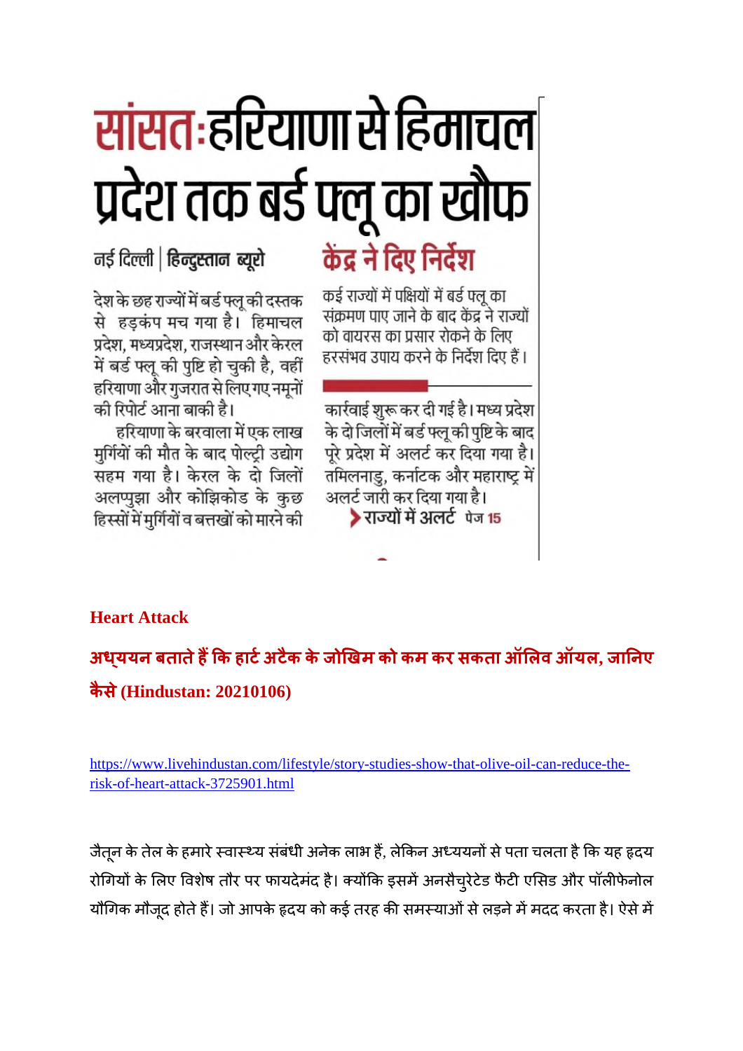# सांसत:हरियाणा से हिमाचल प्रदेश तक बर्ड फ्लू का खौफ

नई दिल्ली | **हिन्दुस्तान ब्यूरो**

देश के छह राज्यों में बर्ड फ्लू की दस्तक से हड़कंप मच गया है। हिमाचल प्रदेश, मध्यप्रदेश, राजस्थान और केरल में बर्ड फ्लू की पुष्टि हो चुकी है, वहीं हरियाणा और गुजरात से लिए गए नमूनों की रिपोर्ट आना बाकी है।

हरियाणा के बरवाला में एक लाख मुर्गियों की मौत के बाद पोल्ट्री उद्योग सहम गया है। केरल के दो जिलों अलप्पुझा और कोझिकोड के कुछ हिस्सों में मुर्गियों व बत्तखों को मारने की कार्रवाई शुरू कर दी गई है। मध्य प्रदेश के दो जिलों में बर्ड फ्लू की पुष्टि के बाद पूरे प्रदेश में अलर्ट कर दिया गया है। तमिलनाडु, कर्नाटक और महाराष्ट्र में अलर्ट जारी कर दिया गया है।

## केंद्र ने दिए निर्देश

कई राज्यों में पक्षियों में बर्ड फ्लू का संक्रमण पाए जाने के बाद केंद्र ने राज्यों को वायरस का प्रसार रोकने के लिए हरसंभव उपाय करने के निर्देश दिए हैं।

> राज्यों में अलर्ट पेज 15

**Heart Attack**

## अध्ययन बताते हैं कि हार्ट अटैक के जोखिम को कम कर सकता ऑलिव ऑयल, जानिए कैसे (Hindustan: 20210106)

https://www.livehindustan.com/lifestyle/story-studies-show-that-olive-oil-can-reduce-the-risk-of-heart-attack-3725901.html

जैतून के तेल के हमारे स्वास्थ्य संबंधी अनेक लाभ हैं, लेकिन अध्ययनों से पता चलता है कि यह हृदय रोगियों के लिए विशेष तौर पर फायदेमंद है। क्योंकि इसमें अनसैचुरेटेड फैटी एसिड और पॉलीफेनोल यौगिक मौजूद होते हैं। जो आपके हृदय को कई तरह की समस्याओं से लड़ने में मदद करता है। ऐसे में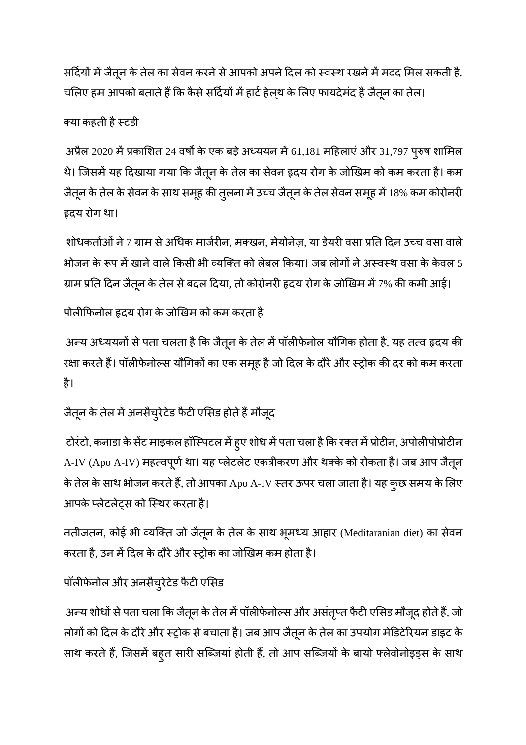सर्दियों में जैतून के तेल का सेवन करने से आपको अपने दिल को स्वस्थ रखने में मदद मिल सकती है, चलिए हम आपको बताते हैं कि कैसे सर्दियों में हार्ट हेल्थ के लिए फायदेमंद है जैतून का तेल।

## क्या कहती है स्टडी

अप्रैल 2020 में प्रकाशित 24 वर्षों के एक बड़े अध्ययन में 61,181 महिलाएं और 31,797 पुरुष शामिल थे। जिसमें यह दिखाया गया कि जैतून के तेल का सेवन हृदय रोग के जोखिम को कम करता है। कम जैतून के तेल के सेवन के साथ समूह की तुलना में उच्च जैतून के तेल सेवन समूह में 18% कम कोरोनरी हृदय रोग था।

शोधकर्ताओं ने 7 ग्राम से अधिक मार्जरीन, मक्खन, मेयोनेज़, या डेयरी वसा प्रति दिन उच्च वसा वाले भोजन के रूप में खाने वाले किसी भी व्यक्ति को लेबल किया। जब लोगों ने अस्वस्थ वसा के केवल 5 ग्राम प्रति दिन जैतून के तेल से बदल दिया, तो कोरोनरी हृदय रोग के जोखिम में 7% की कमी आई।

## पोलीफिनोल हृदय रोग के जोखिम को कम करता है

अन्य अध्ययनों से पता चलता है कि जैतून के तेल में पॉलीफेनोल यौगिक होता है, यह तत्व हृदय की रक्षा करते हैं। पॉलीफेनोल्स यौगिकों का एक समूह है जो दिल के दौरे और स्ट्रोक की दर को कम करता है।

## जैतून के तेल में अनसैचुरेटेड फैटी एसिड होते हैं मौजूद

टोरंटो, कनाडा के सेंट माइकल हॉस्पिटल में हुए शोध में पता चला है कि रक्त में प्रोटीन, अपोलीपोप्रोटीन A-IV (Apo A-IV) महत्वपूर्ण था। यह प्लेटलेट एकत्रीकरण और थक्के को रोकता है। जब आप जैतून के तेल के साथ भोजन करते हैं, तो आपका Apo A-IV स्तर ऊपर चला जाता है। यह कुछ समय के लिए आपके प्लेटलेट्स को स्थिर करता है।

नतीजतन, कोई भी व्यक्ति जो जैतून के तेल के साथ भूमध्य आहार (Meditaranian diet) का सेवन करता है, उन में दिल के दौरे और स्ट्रोक का जोखिम कम होता है।

## पॉलीफेनोल और अनसैचुरेटेड फैटी एसिड

अन्य शोधों से पता चला कि जैतून के तेल में पॉलीफेनोल्स और असंतृप्त फैटी एसिड मौजूद होते हैं, जो लोगों को दिल के दौरे और स्ट्रोक से बचाता है। जब आप जैतून के तेल का उपयोग मेडिटेरियन डाइट के साथ करते हैं, जिसमें बहुत सारी सब्जियां होती हैं, तो आप सब्जियों के बायो फ्लेवोनोइड्स के साथ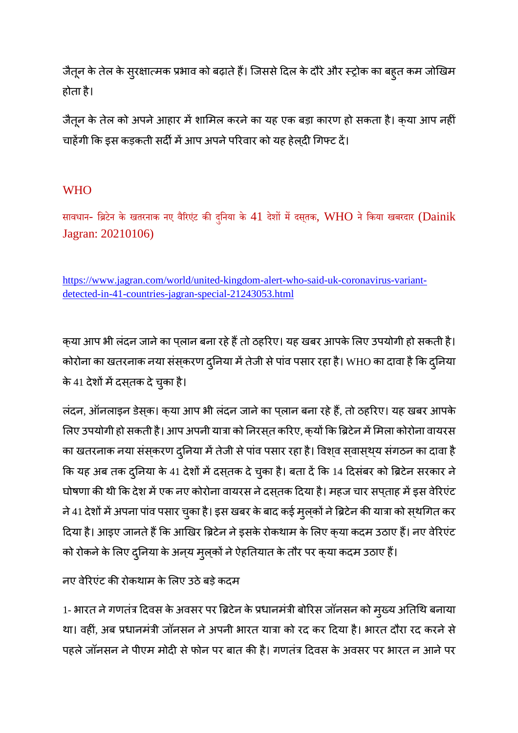जैतून के तेल के सुरक्षात्मक प्रभाव को बढ़ाते हैं। जिससे दिल के दौरे और स्ट्रोक का बहुत कम जोखिम होता है।

जैतून के तेल को अपने आहार में शामिल करने का यह एक बड़ा कारण हो सकता है। क्या आप नहीं चाहेंगी कि इस कड़कती सर्दी में आप अपने परिवार को यह हेल्दी गिफ्ट दें।

WHO

सावधान- ब्रिटेन के खतरनाक नए वैरिएंट की दुनिया के 41 देशों में दस्तक, WHO ने किया खबरदार (Dainik Jagran: 20210106)

https://www.jagran.com/world/united-kingdom-alert-who-said-uk-coronavirus-variant-detected-in-41-countries-jagran-special-21243053.html

क्या आप भी लंदन जाने का प्लान बना रहे हैं तो ठहरिए। यह खबर आपके लिए उपयोगी हो सकती है। कोरोना का खतरनाक नया संस्करण दुनिया में तेजी से पांव पसार रहा है। WHO का दावा है कि दुनिया के 41 देशों में दस्तक दे चुका है।

लंदन, ऑनलाइन डेस्क। क्या आप भी लंदन जाने का प्लान बना रहे हैं, तो ठहरिए। यह खबर आपके लिए उपयोगी हो सकती है। आप अपनी यात्रा को निरस्त करिए, क्यों कि ब्रिटेन में मिला कोरोना वायरस का खतरनाक नया संस्करण दुनिया में तेजी से पांव पसार रहा है। विश्व स्वास्थ्य संगठन का दावा है कि यह अब तक दुनिया के 41 देशों में दस्तक दे चुका है। बता दें कि 14 दिसंबर को ब्रिटेन सरकार ने घोषणा की थी कि देश में एक नए कोरोना वायरस ने दस्तक दिया है। महज चार सप्ताह में इस वेरिएंट ने 41 देशों में अपना पांव पसार चुका है। इस खबर के बाद कई मुल्कों ने ब्रिटेन की यात्रा को स्थगित कर दिया है। आइए जानते हैं कि आखिर ब्रिटेन ने इसके रोकथाम के लिए क्या कदम उठाए हैं। नए वेरिएंट को रोकने के लिए दुनिया के अन्य मुल्कों ने ऐहतियात के तौर पर क्या कदम उठाए हैं।

नए वेरिएंट की रोकथाम के लिए उठे बड़े कदम

1- भारत ने गणतंत्र दिवस के अवसर पर ब्रिटेन के प्रधानमंत्री बोरिस जॉनसन को मुख्य अतिथि बनाया था। वहीं, अब प्रधानमंत्री जॉनसन ने अपनी भारत यात्रा को रद कर दिया है। भारत दौरा रद करने से पहले जॉनसन ने पीएम मोदी से फोन पर बात की है। गणतंत्र दिवस के अवसर पर भारत न आने पर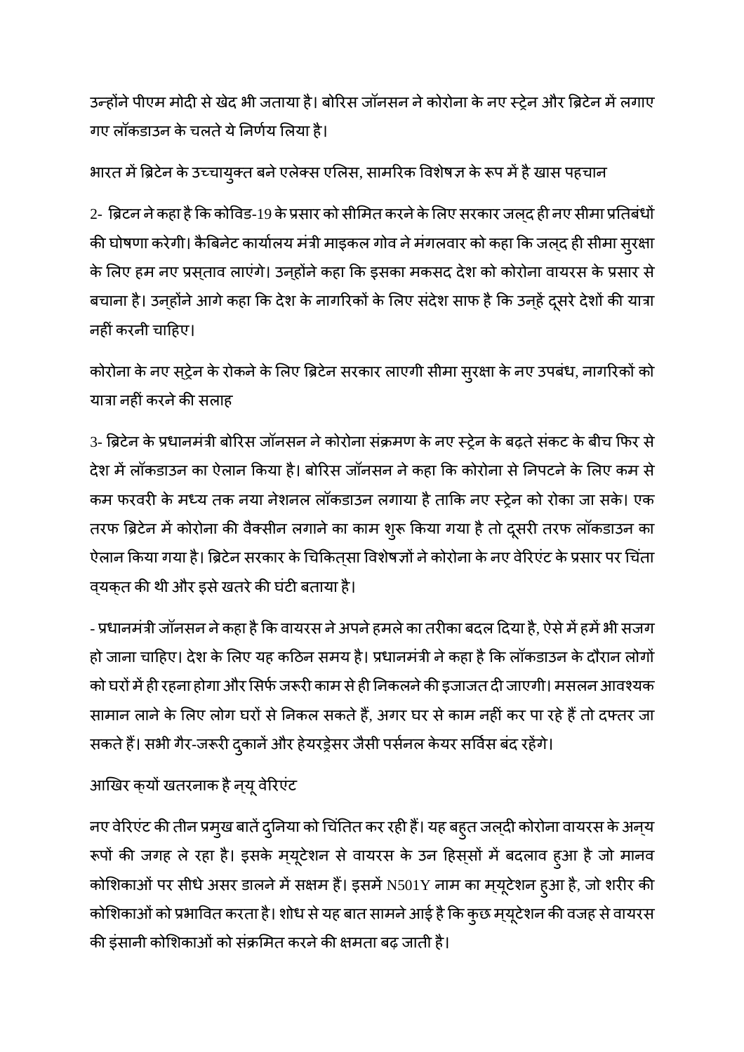उन्होंने पीएम मोदी से खेद भी जताया है। बोरिस जॉनसन ने कोरोना के नए स्ट्रेन और ब्रिटेन में लगाए गए लॉकडाउन के चलते ये निर्णय लिया है।

भारत में ब्रिटेन के उच्चायुक्त बने एलेक्स एलिस, सामरिक विशेषज्ञ के रूप में है खास पहचान

2- ब्रिटन ने कहा है कि कोविड-19 के प्रसार को सीमित करने के लिए सरकार जल्द ही नए सीमा प्रतिबंधों की घोषणा करेगी। कैबिनेट कार्यालय मंत्री माइकल गोव ने मंगलवार को कहा कि जल्द ही सीमा सुरक्षा के लिए हम नए प्रस्ताव लाएंगे। उन्होंने कहा कि इसका मकसद देश को कोरोना वायरस के प्रसार से बचाना है। उन्होंने आगे कहा कि देश के नागरिकों के लिए संदेश साफ है कि उन्हें दूसरे देशों की यात्रा नहीं करनी चाहिए।

कोरोना के नए स्ट्रेन के रोकने के लिए ब्रिटेन सरकार लाएगी सीमा सुरक्षा के नए उपबंध, नागरिकों को यात्रा नहीं करने की सलाह

3- ब्रिटेन के प्रधानमंत्री बोरिस जॉनसन ने कोरोना संक्रमण के नए स्ट्रेन के बढ़ते संकट के बीच फिर से देश में लॉकडाउन का ऐलान किया है। बोरिस जॉनसन ने कहा कि कोरोना से निपटने के लिए कम से कम फरवरी के मध्य तक नया नेशनल लॉकडाउन लगाया है ताकि नए स्ट्रेन को रोका जा सके। एक तरफ ब्रिटेन में कोरोना की वैक्सीन लगाने का काम शुरू किया गया है तो दूसरी तरफ लॉकडाउन का ऐलान किया गया है। ब्रिटेन सरकार के चिकित्सा विशेषज्ञों ने कोरोना के नए वेरिएंट के प्रसार पर चिंता व्यक्त की थी और इसे खतरे की घंटी बताया है।

- प्रधानमंत्री जॉनसन ने कहा है कि वायरस ने अपने हमले का तरीका बदल दिया है, ऐसे में हमें भी सजग हो जाना चाहिए। देश के लिए यह कठिन समय है। प्रधानमंत्री ने कहा है कि लॉकडाउन के दौरान लोगों को घरों में ही रहना होगा और सिर्फ जरूरी काम से ही निकलने की इजाजत दी जाएगी। मसलन आवश्यक सामान लाने के लिए लोग घरों से निकल सकते हैं, अगर घर से काम नहीं कर पा रहे हैं तो दफ्तर जा सकते हैं। सभी गैर-जरूरी दुकानें और हेयरड्रेसर जैसी पर्सनल केयर सर्विस बंद रहेंगे।

आखिर क्यों खतरनाक है न्यू वेरिएंट

नए वेरिएंट की तीन प्रमुख बातें दुनिया को चिंतित कर रही हैं। यह बहुत जल्दी कोरोना वायरस के अन्य रूपों की जगह ले रहा है। इसके म्यूटेशन से वायरस के उन हिस्सों में बदलाव हुआ है जो मानव कोशिकाओं पर सीधे असर डालने में सक्षम हैं। इसमें N501Y नाम का म्यूटेशन हुआ है, जो शरीर की कोशिकाओं को प्रभावित करता है। शोध से यह बात सामने आई है कि कुछ म्यूटेशन की वजह से वायरस की इंसानी कोशिकाओं को संक्रमित करने की क्षमता बढ़ जाती है।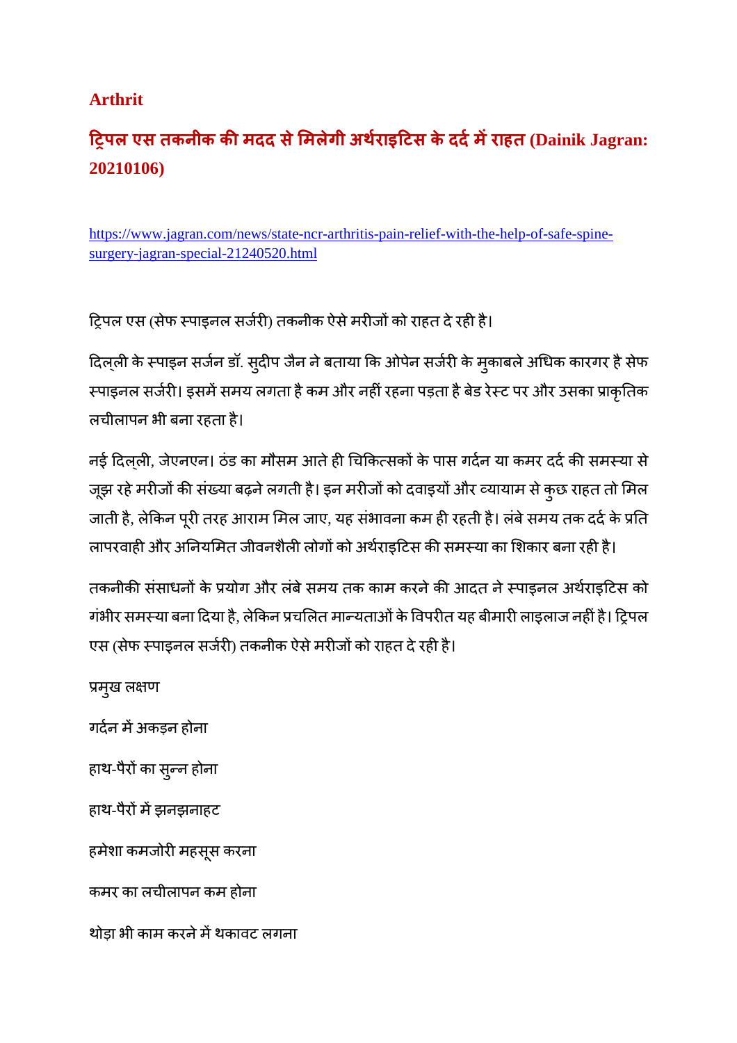**Arthrit**

## ट्रिपल एस तकनीक की मदद से मिलेगी अर्थराइटिस के दर्द में राहत (Dainik Jagran: 20210106)

https://www.jagran.com/news/state-ncr-arthritis-pain-relief-with-the-help-of-safe-spine-surgery-jagran-special-21240520.html

ट्रिपल एस (सेफ स्पाइनल सर्जरी) तकनीक ऐसे मरीजों को राहत दे रही है।

दिल्ली के स्पाइन सर्जन डॉ. सुदीप जैन ने बताया कि ओपेन सर्जरी के मुकाबले अधिक कारगर है सेफ स्पाइनल सर्जरी। इसमें समय लगता है कम और नहीं रहना पड़ता है बेड रेस्ट पर और उसका प्राकृतिक लचीलापन भी बना रहता है।

नई दिल्ली, जेएनएन। ठंड का मौसम आते ही चिकित्सकों के पास गर्दन या कमर दर्द की समस्या से जूझ रहे मरीजों की संख्या बढ़ने लगती है। इन मरीजों को दवाइयों और व्यायाम से कुछ राहत तो मिल जाती है, लेकिन पूरी तरह आराम मिल जाए, यह संभावना कम ही रहती है। लंबे समय तक दर्द के प्रति लापरवाही और अनियमित जीवनशैली लोगों को अर्थराइटिस की समस्या का शिकार बना रही है।

तकनीकी संसाधनों के प्रयोग और लंबे समय तक काम करने की आदत ने स्पाइनल अर्थराइटिस को गंभीर समस्या बना दिया है, लेकिन प्रचलित मान्यताओं के विपरीत यह बीमारी लाइलाज नहीं है। ट्रिपल एस (सेफ स्पाइनल सर्जरी) तकनीक ऐसे मरीजों को राहत दे रही है।

प्रमुख लक्षण

गर्दन में अकड़न होना

हाथ-पैरों का सुन्न होना

हाथ-पैरों में झनझनाहट

हमेशा कमजोरी महसूस करना

कमर का लचीलापन कम होना

थोड़ा भी काम करने में थकावट लगना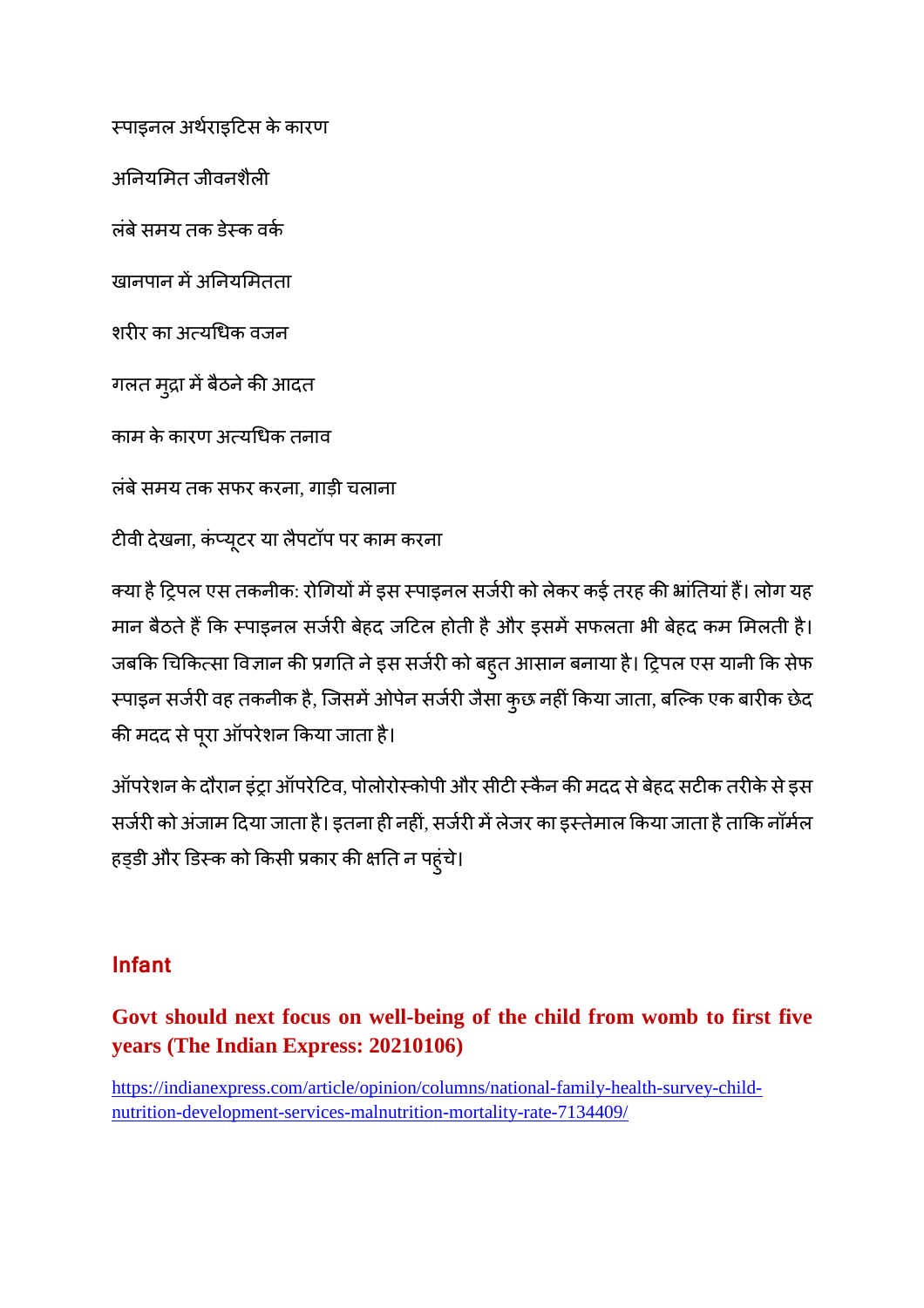स्पाइनल अर्थराइटिस के कारण

अनियमित जीवनशैली

लंबे समय तक डेस्क वर्क

खानपान में अनियमितता

शरीर का अत्यधिक वजन

गलत मुद्रा में बैठने की आदत

काम के कारण अत्यधिक तनाव

लंबे समय तक सफर करना, गाड़ी चलाना

टीवी देखना, कंप्यूटर या लैपटॉप पर काम करना

क्या है ट्रिपल एस तकनीक: रोगियों में इस स्पाइनल सर्जरी को लेकर कई तरह की भ्रांतियां हैं। लोग यह मान बैठते हैं कि स्पाइनल सर्जरी बेहद जटिल होती है और इसमें सफलता भी बेहद कम मिलती है। जबकि चिकित्सा विज्ञान की प्रगति ने इस सर्जरी को बहुत आसान बनाया है। ट्रिपल एस यानी कि सेफ स्पाइन सर्जरी वह तकनीक है, जिसमें ओपेन सर्जरी जैसा कुछ नहीं किया जाता, बल्कि एक बारीक छेद की मदद से पूरा ऑपरेशन किया जाता है।

ऑपरेशन के दौरान इंट्रा ऑपरेटिव, पोलोरोस्कोपी और सीटी स्कैन की मदद से बेहद सटीक तरीके से इस सर्जरी को अंजाम दिया जाता है। इतना ही नहीं, सर्जरी में लेजर का इस्तेमाल किया जाता है ताकि नॉर्मल हड्डी और डिस्क को किसी प्रकार की क्षति न पहुंचे।

## Infant

### Govt should next focus on well-being of the child from womb to first five years (The Indian Express: 20210106)

https://indianexpress.com/article/opinion/columns/national-family-health-survey-child-nutrition-development-services-malnutrition-mortality-rate-7134409/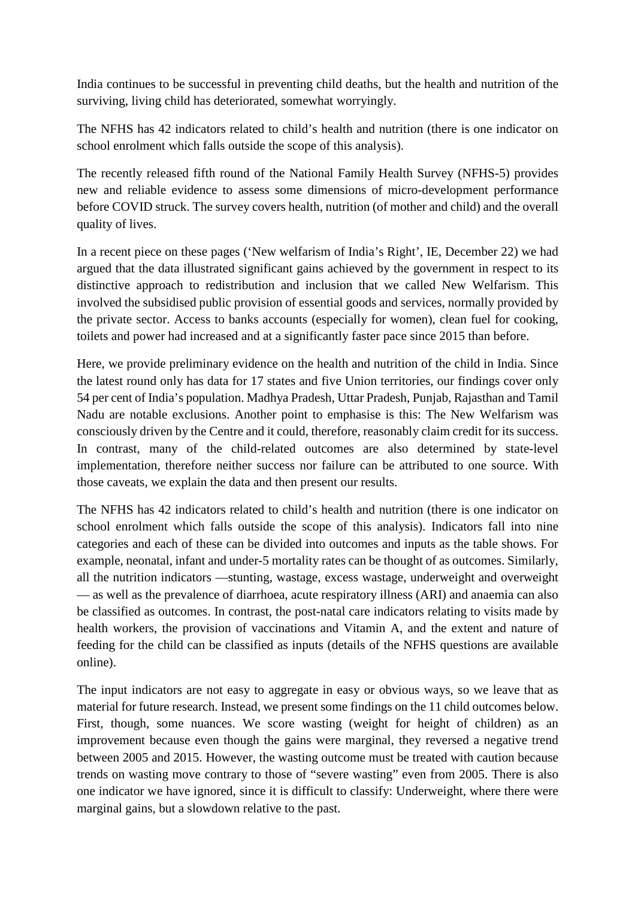India continues to be successful in preventing child deaths, but the health and nutrition of the surviving, living child has deteriorated, somewhat worryingly.

The NFHS has 42 indicators related to child's health and nutrition (there is one indicator on school enrolment which falls outside the scope of this analysis).

The recently released fifth round of the National Family Health Survey (NFHS-5) provides new and reliable evidence to assess some dimensions of micro-development performance before COVID struck. The survey covers health, nutrition (of mother and child) and the overall quality of lives.

In a recent piece on these pages ('New welfarism of India's Right', IE, December 22) we had argued that the data illustrated significant gains achieved by the government in respect to its distinctive approach to redistribution and inclusion that we called New Welfarism. This involved the subsidised public provision of essential goods and services, normally provided by the private sector. Access to banks accounts (especially for women), clean fuel for cooking, toilets and power had increased and at a significantly faster pace since 2015 than before.

Here, we provide preliminary evidence on the health and nutrition of the child in India. Since the latest round only has data for 17 states and five Union territories, our findings cover only 54 per cent of India's population. Madhya Pradesh, Uttar Pradesh, Punjab, Rajasthan and Tamil Nadu are notable exclusions. Another point to emphasise is this: The New Welfarism was consciously driven by the Centre and it could, therefore, reasonably claim credit for its success. In contrast, many of the child-related outcomes are also determined by state-level implementation, therefore neither success nor failure can be attributed to one source. With those caveats, we explain the data and then present our results.

The NFHS has 42 indicators related to child's health and nutrition (there is one indicator on school enrolment which falls outside the scope of this analysis). Indicators fall into nine categories and each of these can be divided into outcomes and inputs as the table shows. For example, neonatal, infant and under-5 mortality rates can be thought of as outcomes. Similarly, all the nutrition indicators —stunting, wastage, excess wastage, underweight and overweight — as well as the prevalence of diarrhoea, acute respiratory illness (ARI) and anaemia can also be classified as outcomes. In contrast, the post-natal care indicators relating to visits made by health workers, the provision of vaccinations and Vitamin A, and the extent and nature of feeding for the child can be classified as inputs (details of the NFHS questions are available online).

The input indicators are not easy to aggregate in easy or obvious ways, so we leave that as material for future research. Instead, we present some findings on the 11 child outcomes below. First, though, some nuances. We score wasting (weight for height of children) as an improvement because even though the gains were marginal, they reversed a negative trend between 2005 and 2015. However, the wasting outcome must be treated with caution because trends on wasting move contrary to those of "severe wasting" even from 2005. There is also one indicator we have ignored, since it is difficult to classify: Underweight, where there were marginal gains, but a slowdown relative to the past.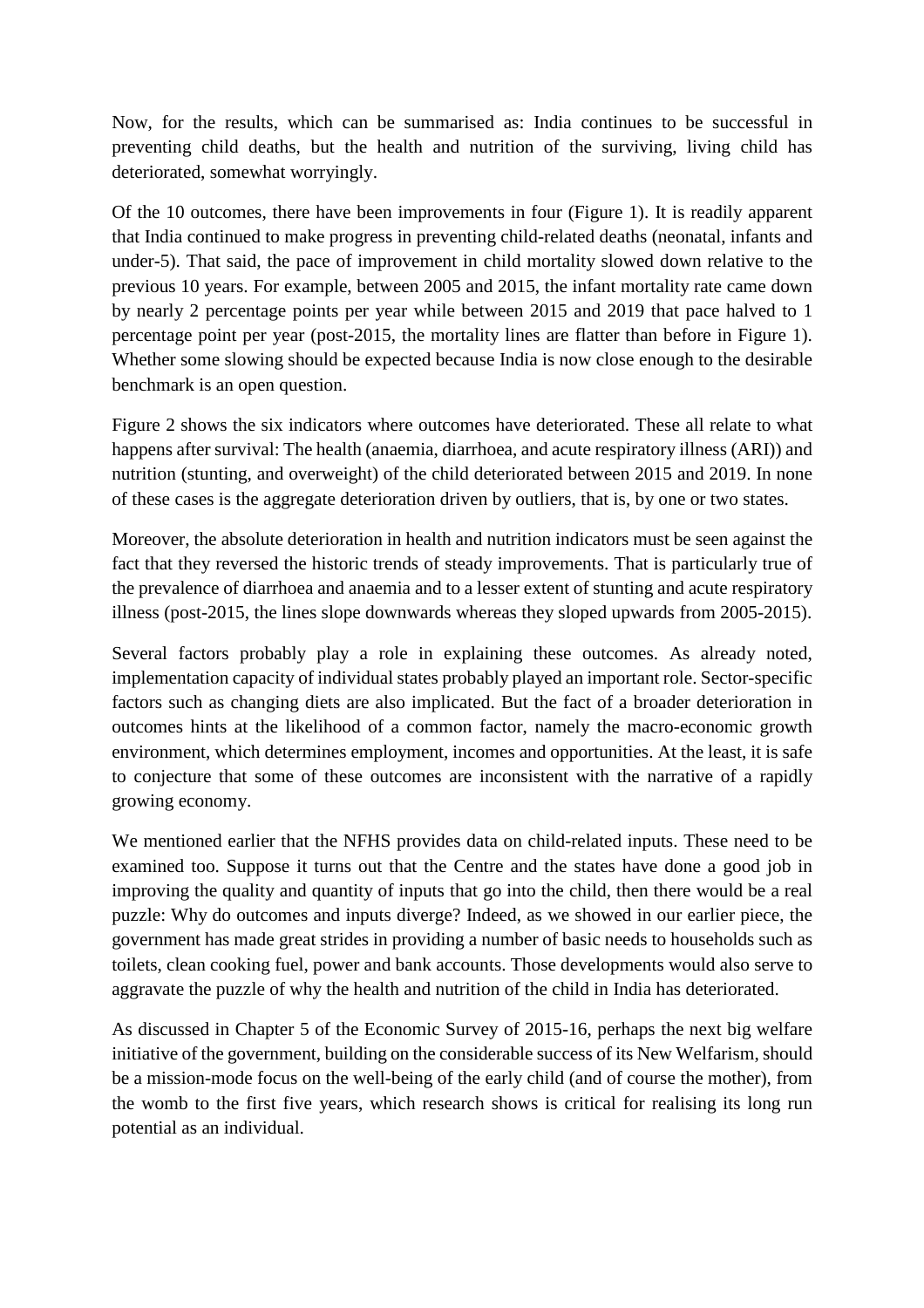Now, for the results, which can be summarised as: India continues to be successful in preventing child deaths, but the health and nutrition of the surviving, living child has deteriorated, somewhat worryingly.

Of the 10 outcomes, there have been improvements in four (Figure 1). It is readily apparent that India continued to make progress in preventing child-related deaths (neonatal, infants and under-5). That said, the pace of improvement in child mortality slowed down relative to the previous 10 years. For example, between 2005 and 2015, the infant mortality rate came down by nearly 2 percentage points per year while between 2015 and 2019 that pace halved to 1 percentage point per year (post-2015, the mortality lines are flatter than before in Figure 1). Whether some slowing should be expected because India is now close enough to the desirable benchmark is an open question.

Figure 2 shows the six indicators where outcomes have deteriorated. These all relate to what happens after survival: The health (anaemia, diarrhoea, and acute respiratory illness (ARI)) and nutrition (stunting, and overweight) of the child deteriorated between 2015 and 2019. In none of these cases is the aggregate deterioration driven by outliers, that is, by one or two states.

Moreover, the absolute deterioration in health and nutrition indicators must be seen against the fact that they reversed the historic trends of steady improvements. That is particularly true of the prevalence of diarrhoea and anaemia and to a lesser extent of stunting and acute respiratory illness (post-2015, the lines slope downwards whereas they sloped upwards from 2005-2015).

Several factors probably play a role in explaining these outcomes. As already noted, implementation capacity of individual states probably played an important role. Sector-specific factors such as changing diets are also implicated. But the fact of a broader deterioration in outcomes hints at the likelihood of a common factor, namely the macro-economic growth environment, which determines employment, incomes and opportunities. At the least, it is safe to conjecture that some of these outcomes are inconsistent with the narrative of a rapidly growing economy.

We mentioned earlier that the NFHS provides data on child-related inputs. These need to be examined too. Suppose it turns out that the Centre and the states have done a good job in improving the quality and quantity of inputs that go into the child, then there would be a real puzzle: Why do outcomes and inputs diverge? Indeed, as we showed in our earlier piece, the government has made great strides in providing a number of basic needs to households such as toilets, clean cooking fuel, power and bank accounts. Those developments would also serve to aggravate the puzzle of why the health and nutrition of the child in India has deteriorated.

As discussed in Chapter 5 of the Economic Survey of 2015-16, perhaps the next big welfare initiative of the government, building on the considerable success of its New Welfarism, should be a mission-mode focus on the well-being of the early child (and of course the mother), from the womb to the first five years, which research shows is critical for realising its long run potential as an individual.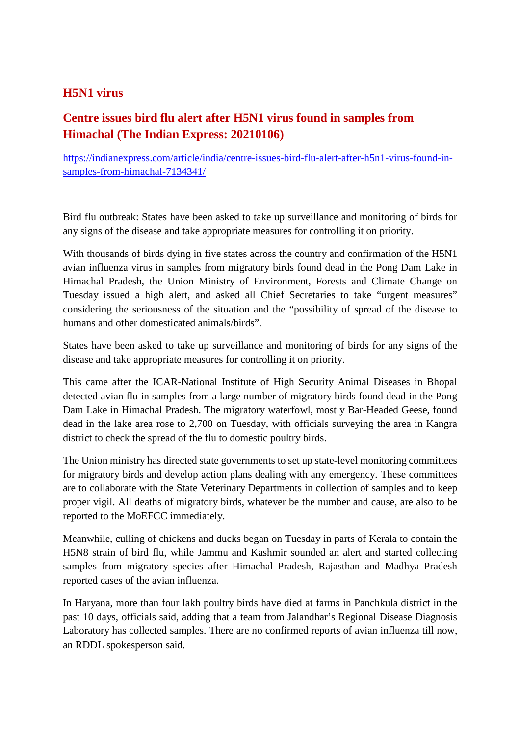## H5N1 virus

## Centre issues bird flu alert after H5N1 virus found in samples from Himachal (The Indian Express: 20210106)

https://indianexpress.com/article/india/centre-issues-bird-flu-alert-after-h5n1-virus-found-in-samples-from-himachal-7134341/

Bird flu outbreak: States have been asked to take up surveillance and monitoring of birds for any signs of the disease and take appropriate measures for controlling it on priority.

With thousands of birds dying in five states across the country and confirmation of the H5N1 avian influenza virus in samples from migratory birds found dead in the Pong Dam Lake in Himachal Pradesh, the Union Ministry of Environment, Forests and Climate Change on Tuesday issued a high alert, and asked all Chief Secretaries to take "urgent measures" considering the seriousness of the situation and the "possibility of spread of the disease to humans and other domesticated animals/birds".

States have been asked to take up surveillance and monitoring of birds for any signs of the disease and take appropriate measures for controlling it on priority.

This came after the ICAR-National Institute of High Security Animal Diseases in Bhopal detected avian flu in samples from a large number of migratory birds found dead in the Pong Dam Lake in Himachal Pradesh. The migratory waterfowl, mostly Bar-Headed Geese, found dead in the lake area rose to 2,700 on Tuesday, with officials surveying the area in Kangra district to check the spread of the flu to domestic poultry birds.

The Union ministry has directed state governments to set up state-level monitoring committees for migratory birds and develop action plans dealing with any emergency. These committees are to collaborate with the State Veterinary Departments in collection of samples and to keep proper vigil. All deaths of migratory birds, whatever be the number and cause, are also to be reported to the MoEFCC immediately.

Meanwhile, culling of chickens and ducks began on Tuesday in parts of Kerala to contain the H5N8 strain of bird flu, while Jammu and Kashmir sounded an alert and started collecting samples from migratory species after Himachal Pradesh, Rajasthan and Madhya Pradesh reported cases of the avian influenza.

In Haryana, more than four lakh poultry birds have died at farms in Panchkula district in the past 10 days, officials said, adding that a team from Jalandhar's Regional Disease Diagnosis Laboratory has collected samples. There are no confirmed reports of avian influenza till now, an RDDL spokesperson said.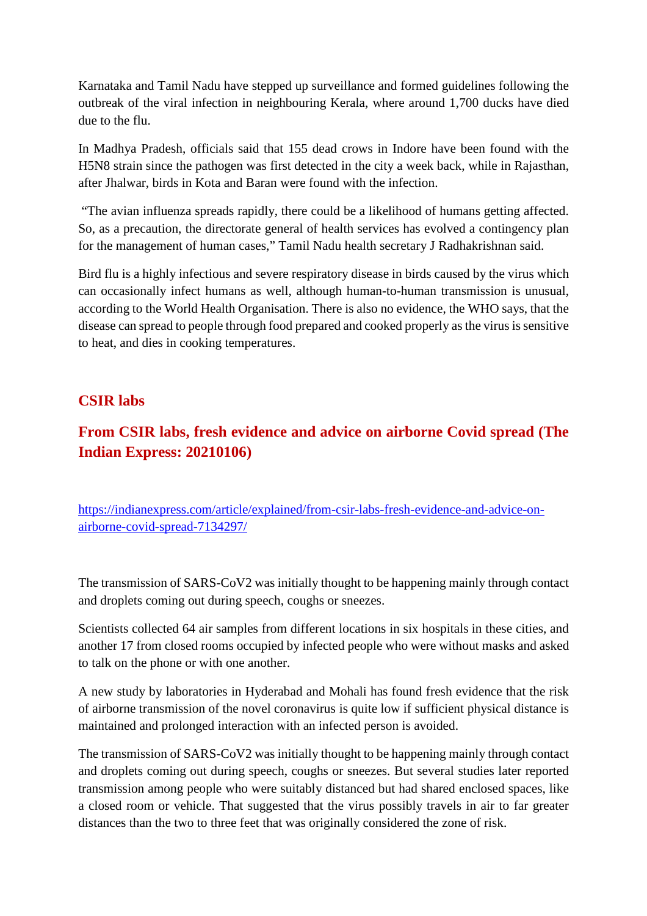Karnataka and Tamil Nadu have stepped up surveillance and formed guidelines following the outbreak of the viral infection in neighbouring Kerala, where around 1,700 ducks have died due to the flu.

In Madhya Pradesh, officials said that 155 dead crows in Indore have been found with the H5N8 strain since the pathogen was first detected in the city a week back, while in Rajasthan, after Jhalwar, birds in Kota and Baran were found with the infection.

"The avian influenza spreads rapidly, there could be a likelihood of humans getting affected. So, as a precaution, the directorate general of health services has evolved a contingency plan for the management of human cases," Tamil Nadu health secretary J Radhakrishnan said.

Bird flu is a highly infectious and severe respiratory disease in birds caused by the virus which can occasionally infect humans as well, although human-to-human transmission is unusual, according to the World Health Organisation. There is also no evidence, the WHO says, that the disease can spread to people through food prepared and cooked properly as the virus is sensitive to heat, and dies in cooking temperatures.

## CSIR labs

## From CSIR labs, fresh evidence and advice on airborne Covid spread (The Indian Express: 20210106)

https://indianexpress.com/article/explained/from-csir-labs-fresh-evidence-and-advice-on-airborne-covid-spread-7134297/

The transmission of SARS-CoV2 was initially thought to be happening mainly through contact and droplets coming out during speech, coughs or sneezes.

Scientists collected 64 air samples from different locations in six hospitals in these cities, and another 17 from closed rooms occupied by infected people who were without masks and asked to talk on the phone or with one another.

A new study by laboratories in Hyderabad and Mohali has found fresh evidence that the risk of airborne transmission of the novel coronavirus is quite low if sufficient physical distance is maintained and prolonged interaction with an infected person is avoided.

The transmission of SARS-CoV2 was initially thought to be happening mainly through contact and droplets coming out during speech, coughs or sneezes. But several studies later reported transmission among people who were suitably distanced but had shared enclosed spaces, like a closed room or vehicle. That suggested that the virus possibly travels in air to far greater distances than the two to three feet that was originally considered the zone of risk.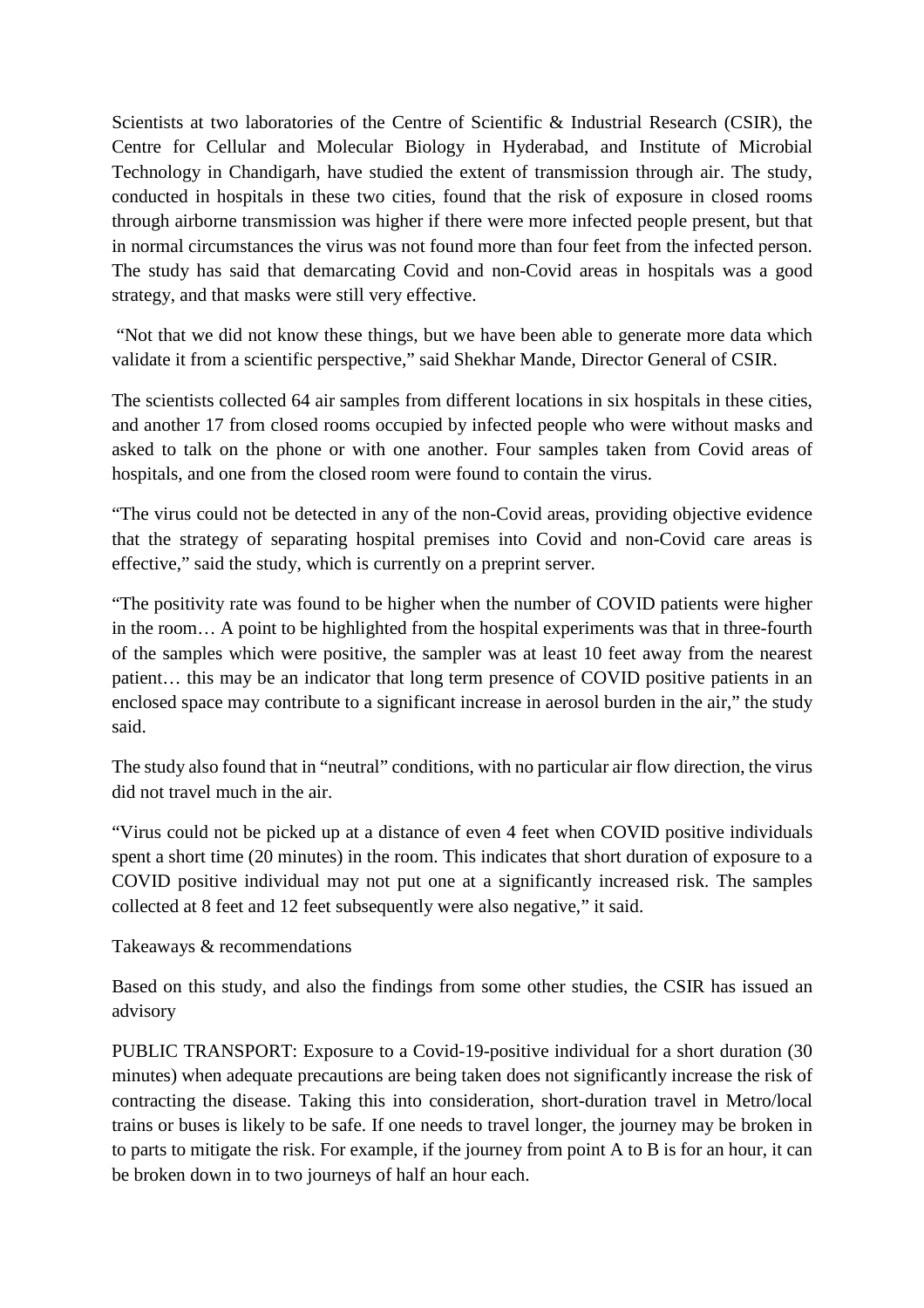Scientists at two laboratories of the Centre of Scientific & Industrial Research (CSIR), the Centre for Cellular and Molecular Biology in Hyderabad, and Institute of Microbial Technology in Chandigarh, have studied the extent of transmission through air. The study, conducted in hospitals in these two cities, found that the risk of exposure in closed rooms through airborne transmission was higher if there were more infected people present, but that in normal circumstances the virus was not found more than four feet from the infected person. The study has said that demarcating Covid and non-Covid areas in hospitals was a good strategy, and that masks were still very effective.

"Not that we did not know these things, but we have been able to generate more data which validate it from a scientific perspective," said Shekhar Mande, Director General of CSIR.

The scientists collected 64 air samples from different locations in six hospitals in these cities, and another 17 from closed rooms occupied by infected people who were without masks and asked to talk on the phone or with one another. Four samples taken from Covid areas of hospitals, and one from the closed room were found to contain the virus.

"The virus could not be detected in any of the non-Covid areas, providing objective evidence that the strategy of separating hospital premises into Covid and non-Covid care areas is effective," said the study, which is currently on a preprint server.

"The positivity rate was found to be higher when the number of COVID patients were higher in the room… A point to be highlighted from the hospital experiments was that in three-fourth of the samples which were positive, the sampler was at least 10 feet away from the nearest patient… this may be an indicator that long term presence of COVID positive patients in an enclosed space may contribute to a significant increase in aerosol burden in the air," the study said.

The study also found that in "neutral" conditions, with no particular air flow direction, the virus did not travel much in the air.

"Virus could not be picked up at a distance of even 4 feet when COVID positive individuals spent a short time (20 minutes) in the room. This indicates that short duration of exposure to a COVID positive individual may not put one at a significantly increased risk. The samples collected at 8 feet and 12 feet subsequently were also negative," it said.

Takeaways & recommendations

Based on this study, and also the findings from some other studies, the CSIR has issued an advisory

PUBLIC TRANSPORT: Exposure to a Covid-19-positive individual for a short duration (30 minutes) when adequate precautions are being taken does not significantly increase the risk of contracting the disease. Taking this into consideration, short-duration travel in Metro/local trains or buses is likely to be safe. If one needs to travel longer, the journey may be broken in to parts to mitigate the risk. For example, if the journey from point A to B is for an hour, it can be broken down in to two journeys of half an hour each.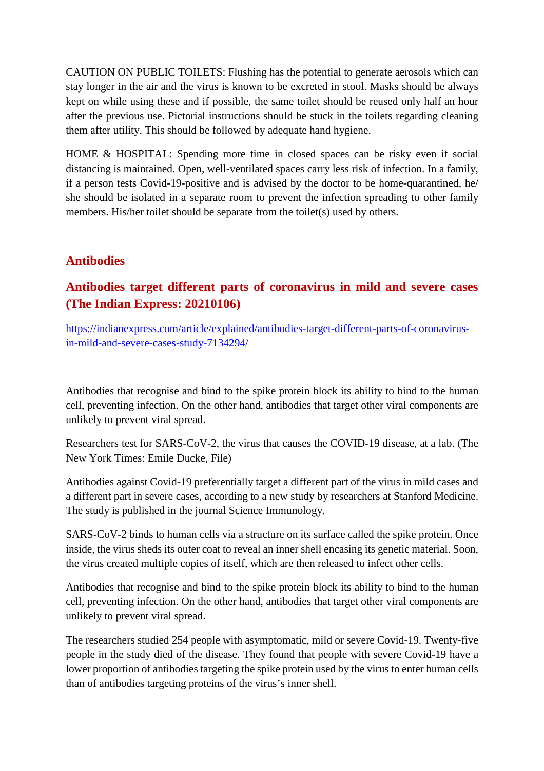CAUTION ON PUBLIC TOILETS: Flushing has the potential to generate aerosols which can stay longer in the air and the virus is known to be excreted in stool. Masks should be always kept on while using these and if possible, the same toilet should be reused only half an hour after the previous use. Pictorial instructions should be stuck in the toilets regarding cleaning them after utility. This should be followed by adequate hand hygiene.

HOME & HOSPITAL: Spending more time in closed spaces can be risky even if social distancing is maintained. Open, well-ventilated spaces carry less risk of infection. In a family, if a person tests Covid-19-positive and is advised by the doctor to be home-quarantined, he/she should be isolated in a separate room to prevent the infection spreading to other family members. His/her toilet should be separate from the toilet(s) used by others.

## Antibodies

## Antibodies target different parts of coronavirus in mild and severe cases (The Indian Express: 20210106)

https://indianexpress.com/article/explained/antibodies-target-different-parts-of-coronavirus-in-mild-and-severe-cases-study-7134294/

Antibodies that recognise and bind to the spike protein block its ability to bind to the human cell, preventing infection. On the other hand, antibodies that target other viral components are unlikely to prevent viral spread.

Researchers test for SARS-CoV-2, the virus that causes the COVID-19 disease, at a lab. (The New York Times: Emile Ducke, File)

Antibodies against Covid-19 preferentially target a different part of the virus in mild cases and a different part in severe cases, according to a new study by researchers at Stanford Medicine. The study is published in the journal Science Immunology.

SARS-CoV-2 binds to human cells via a structure on its surface called the spike protein. Once inside, the virus sheds its outer coat to reveal an inner shell encasing its genetic material. Soon, the virus created multiple copies of itself, which are then released to infect other cells.

Antibodies that recognise and bind to the spike protein block its ability to bind to the human cell, preventing infection. On the other hand, antibodies that target other viral components are unlikely to prevent viral spread.

The researchers studied 254 people with asymptomatic, mild or severe Covid-19. Twenty-five people in the study died of the disease. They found that people with severe Covid-19 have a lower proportion of antibodies targeting the spike protein used by the virus to enter human cells than of antibodies targeting proteins of the virus's inner shell.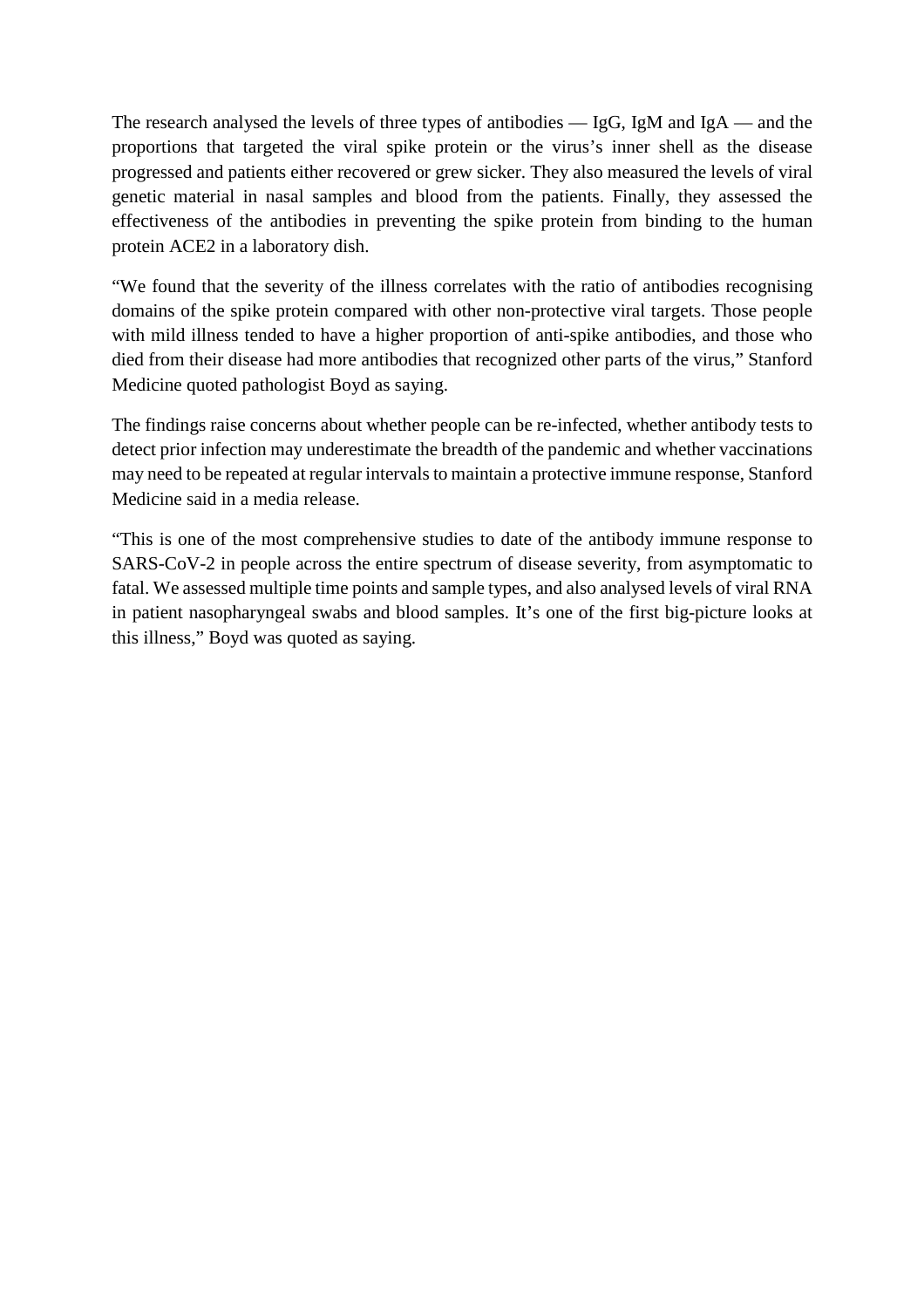The research analysed the levels of three types of antibodies — IgG, IgM and IgA — and the proportions that targeted the viral spike protein or the virus's inner shell as the disease progressed and patients either recovered or grew sicker. They also measured the levels of viral genetic material in nasal samples and blood from the patients. Finally, they assessed the effectiveness of the antibodies in preventing the spike protein from binding to the human protein ACE2 in a laboratory dish.

"We found that the severity of the illness correlates with the ratio of antibodies recognising domains of the spike protein compared with other non-protective viral targets. Those people with mild illness tended to have a higher proportion of anti-spike antibodies, and those who died from their disease had more antibodies that recognized other parts of the virus," Stanford Medicine quoted pathologist Boyd as saying.

The findings raise concerns about whether people can be re-infected, whether antibody tests to detect prior infection may underestimate the breadth of the pandemic and whether vaccinations may need to be repeated at regular intervals to maintain a protective immune response, Stanford Medicine said in a media release.

"This is one of the most comprehensive studies to date of the antibody immune response to SARS-CoV-2 in people across the entire spectrum of disease severity, from asymptomatic to fatal. We assessed multiple time points and sample types, and also analysed levels of viral RNA in patient nasopharyngeal swabs and blood samples. It's one of the first big-picture looks at this illness," Boyd was quoted as saying.